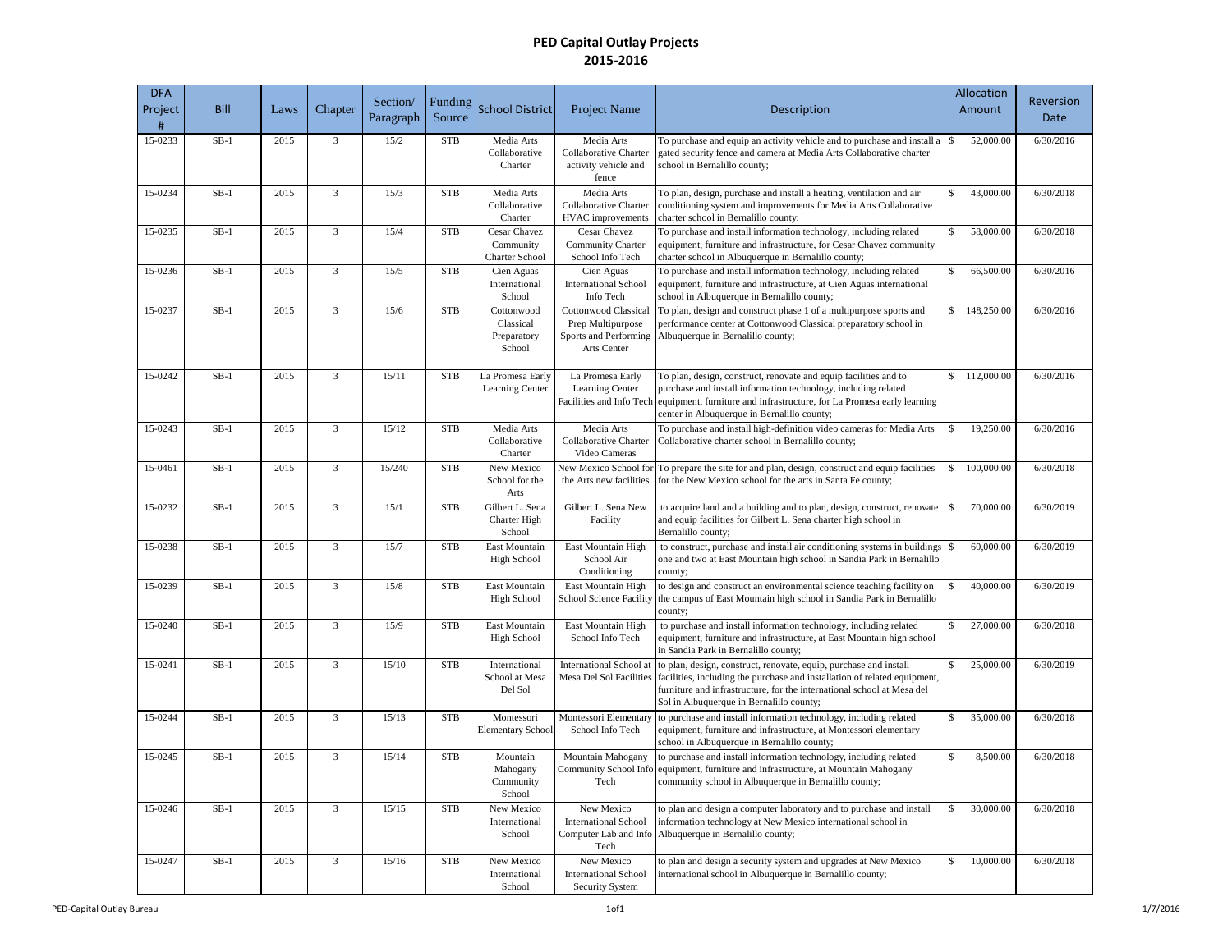# PED Capital Outlay Projects
## 2015-2016

| DFA Project # | Bill | Laws | Chapter | Section/ Paragraph | Funding Source | School District | Project Name | Description | Allocation Amount | Reversion Date |
|---|---|---|---|---|---|---|---|---|---|---|
| 15-0233 | SB-1 | 2015 | 3 | 15/2 | STB | Media Arts Collaborative Charter | Media Arts Collaborative Charter activity vehicle and fence | To purchase and equip an activity vehicle and to purchase and install a gated security fence and camera at Media Arts Collaborative charter school in Bernalillo county; | $ 52,000.00 | 6/30/2016 |
| 15-0234 | SB-1 | 2015 | 3 | 15/3 | STB | Media Arts Collaborative Charter | Media Arts Collaborative Charter HVAC improvements | To plan, design, purchase and install a heating, ventilation and air conditioning system and improvements for Media Arts Collaborative charter school in Bernalillo county; | $ 43,000.00 | 6/30/2018 |
| 15-0235 | SB-1 | 2015 | 3 | 15/4 | STB | Cesar Chavez Community Charter School | Cesar Chavez Community Charter School Info Tech | To purchase and install information technology, including related equipment, furniture and infrastructure, for Cesar Chavez community charter school in Albuquerque in Bernalillo county; | $ 58,000.00 | 6/30/2018 |
| 15-0236 | SB-1 | 2015 | 3 | 15/5 | STB | Cien Aguas International School | Cien Aguas International School Info Tech | To purchase and install information technology, including related equipment, furniture and infrastructure, at Cien Aguas international school in Albuquerque in Bernalillo county; | $ 66,500.00 | 6/30/2016 |
| 15-0237 | SB-1 | 2015 | 3 | 15/6 | STB | Cottonwood Classical Preparatory School | Cottonwood Classical Prep Multipurpose Sports and Performing Arts Center | To plan, design and construct phase 1 of a multipurpose sports and performance center at Cottonwood Classical preparatory school in Albuquerque in Bernalillo county; | $ 148,250.00 | 6/30/2016 |
| 15-0242 | SB-1 | 2015 | 3 | 15/11 | STB | La Promesa Early Learning Center | La Promesa Early Learning Center Facilities and Info Tech | To plan, design, construct, renovate and equip facilities and to purchase and install information technology, including related equipment, furniture and infrastructure, for La Promesa early learning center in Albuquerque in Bernalillo county; | $ 112,000.00 | 6/30/2016 |
| 15-0243 | SB-1 | 2015 | 3 | 15/12 | STB | Media Arts Collaborative Charter | Media Arts Collaborative Charter Video Cameras | To purchase and install high-definition video cameras for Media Arts Collaborative charter school in Bernalillo county; | $ 19,250.00 | 6/30/2016 |
| 15-0461 | SB-1 | 2015 | 3 | 15/240 | STB | New Mexico School for the Arts | New Mexico School for the Arts new facilities | To prepare the site for and plan, design, construct and equip facilities for the New Mexico school for the arts in Santa Fe county; | $ 100,000.00 | 6/30/2018 |
| 15-0232 | SB-1 | 2015 | 3 | 15/1 | STB | Gilbert L. Sena Charter High School | Gilbert L. Sena New Facility | to acquire land and a building and to plan, design, construct, renovate and equip facilities for Gilbert L. Sena charter high school in Bernalillo county; | $ 70,000.00 | 6/30/2019 |
| 15-0238 | SB-1 | 2015 | 3 | 15/7 | STB | East Mountain High School | East Mountain High School Air Conditioning | to construct, purchase and install air conditioning systems in buildings one and two at East Mountain high school in Sandia Park in Bernalillo county; | $ 60,000.00 | 6/30/2019 |
| 15-0239 | SB-1 | 2015 | 3 | 15/8 | STB | East Mountain High School | East Mountain High School Science Facility | to design and construct an environmental science teaching facility on the campus of East Mountain high school in Sandia Park in Bernalillo county; | $ 40,000.00 | 6/30/2019 |
| 15-0240 | SB-1 | 2015 | 3 | 15/9 | STB | East Mountain High School | East Mountain High School Info Tech | to purchase and install information technology, including related equipment, furniture and infrastructure, at East Mountain high school in Sandia Park in Bernalillo county; | $ 27,000.00 | 6/30/2018 |
| 15-0241 | SB-1 | 2015 | 3 | 15/10 | STB | International School at Mesa Del Sol | International School at Mesa Del Sol Facilities | to plan, design, construct, renovate, equip, purchase and install facilities, including the purchase and installation of related equipment, furniture and infrastructure, for the international school at Mesa del Sol in Albuquerque in Bernalillo county; | $ 25,000.00 | 6/30/2019 |
| 15-0244 | SB-1 | 2015 | 3 | 15/13 | STB | Montessori Elementary School | Montessori Elementary School Info Tech | to purchase and install information technology, including related equipment, furniture and infrastructure, at Montessori elementary school in Albuquerque in Bernalillo county; | $ 35,000.00 | 6/30/2018 |
| 15-0245 | SB-1 | 2015 | 3 | 15/14 | STB | Mountain Mahogany Community School | Mountain Mahogany Community School Info Tech | to purchase and install information technology, including related equipment, furniture and infrastructure, at Mountain Mahogany community school in Albuquerque in Bernalillo county; | $ 8,500.00 | 6/30/2018 |
| 15-0246 | SB-1 | 2015 | 3 | 15/15 | STB | New Mexico International School | New Mexico International School Computer Lab and Info Tech | to plan and design a computer laboratory and to purchase and install information technology at New Mexico international school in Albuquerque in Bernalillo county; | $ 30,000.00 | 6/30/2018 |
| 15-0247 | SB-1 | 2015 | 3 | 15/16 | STB | New Mexico International School | New Mexico International School Security System | to plan and design a security system and upgrades at New Mexico international school in Albuquerque in Bernalillo county; | $ 10,000.00 | 6/30/2018 |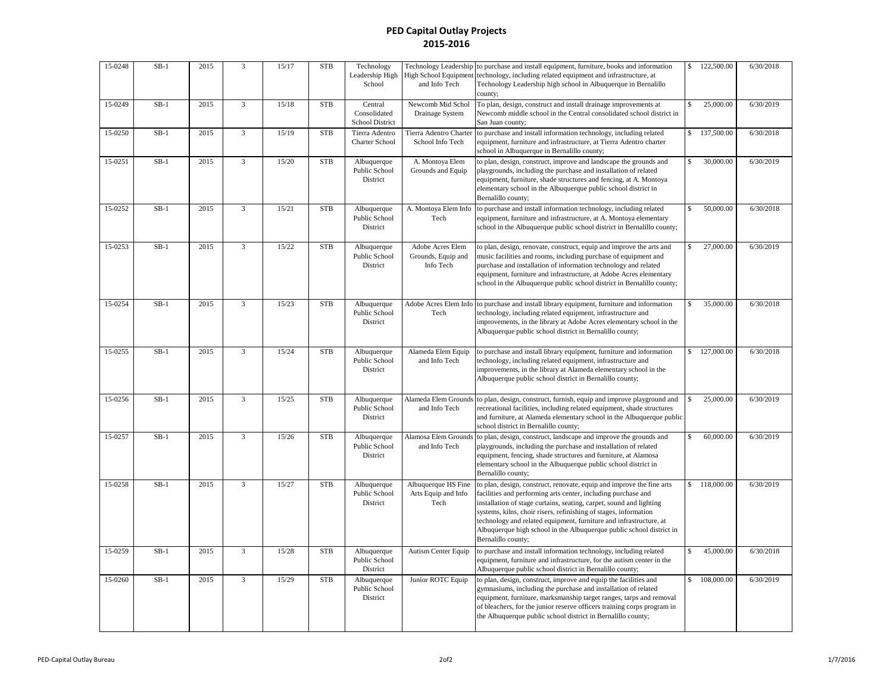# PED Capital Outlay Projects
## 2015-2016

| | | | | | | | | | | |
|---|---|---|---|---|---|---|---|---|---|---|
| 15-0248 | SB-1 | 2015 | 3 | 15/17 | STB | Technology Leadership High School | Technology Leadership High School Equipment and Info Tech | to purchase and install equipment, furniture, books and information technology, including related equipment and infrastructure, at Technology Leadership high school in Albuquerque in Bernalillo county; | $ 122,500.00 | 6/30/2018 |
| 15-0249 | SB-1 | 2015 | 3 | 15/18 | STB | Central Consolidated School District | Newcomb Mid Schol Drainage System | To plan, design, construct and install drainage improvements at Newcomb middle school in the Central consolidated school district in San Juan county; | $ 25,000.00 | 6/30/2019 |
| 15-0250 | SB-1 | 2015 | 3 | 15/19 | STB | Tierra Adentro Charter School | Tierra Adentro Charter School Info Tech | to purchase and install information technology, including related equipment, furniture and infrastructure, at Tierra Adentro charter school in Albuquerque in Bernalillo county; | $ 137,500.00 | 6/30/2018 |
| 15-0251 | SB-1 | 2015 | 3 | 15/20 | STB | Albuquerque Public School District | A. Montoya Elem Grounds and Equip | to plan, design, construct, improve and landscape the grounds and playgrounds, including the purchase and installation of related equipment, furniture, shade structures and fencing, at A. Montoya elementary school in the Albuquerque public school district in Bernalillo county; | $ 30,000.00 | 6/30/2019 |
| 15-0252 | SB-1 | 2015 | 3 | 15/21 | STB | Albuquerque Public School District | A. Montoya Elem Info Tech | to purchase and install information technology, including related equipment, furniture and infrastructure, at A. Montoya elementary school in the Albuquerque public school district in Bernalillo county; | $ 50,000.00 | 6/30/2018 |
| 15-0253 | SB-1 | 2015 | 3 | 15/22 | STB | Albuquerque Public School District | Adobe Acres Elem Grounds, Equip and Info Tech | to plan, design, renovate, construct, equip and improve the arts and music facilities and rooms, including purchase of equipment and purchase and installation of information technology and related equipment, furniture and infrastructure, at Adobe Acres elementary school in the Albuquerque public school district in Bernalillo county; | $ 27,000.00 | 6/30/2019 |
| 15-0254 | SB-1 | 2015 | 3 | 15/23 | STB | Albuquerque Public School District | Adobe Acres Elem Info Tech | to purchase and install library equipment, furniture and information technology, including related equipment, infrastructure and improvements, in the library at Adobe Acres elementary school in the Albuquerque public school district in Bernalillo county; | $ 35,000.00 | 6/30/2018 |
| 15-0255 | SB-1 | 2015 | 3 | 15/24 | STB | Albuquerque Public School District | Alameda Elem Equip and Info Tech | to purchase and install library equipment, furniture and information technology, including related equipment, infrastructure and improvements, in the library at Alameda elementary school in the Albuquerque public school district in Bernalillo county; | $ 127,000.00 | 6/30/2018 |
| 15-0256 | SB-1 | 2015 | 3 | 15/25 | STB | Albuquerque Public School District | Alameda Elem Grounds and Info Tech | to plan, design, construct, furnish, equip and improve playground and recreational facilities, including related equipment, shade structures and furniture, at Alameda elementary school in the Albuquerque public school district in Bernalillo county; | $ 25,000.00 | 6/30/2019 |
| 15-0257 | SB-1 | 2015 | 3 | 15/26 | STB | Albuquerque Public School District | Alamosa Elem Grounds and Info Tech | to plan, design, construct, landscape and improve the grounds and playgrounds, including the purchase and installation of related equipment, fencing, shade structures and furniture, at Alamosa elementary school in the Albuquerque public school district in Bernalillo county; | $ 60,000.00 | 6/30/2019 |
| 15-0258 | SB-1 | 2015 | 3 | 15/27 | STB | Albuquerque Public School District | Albuquerque HS Fine Arts Equip and Info Tech | to plan, design, construct, renovate, equip and improve the fine arts facilities and performing arts center, including purchase and installation of stage curtains, seating, carpet, sound and lighting systems, kilns, choir risers, refinishing of stages, information technology and related equipment, furniture and infrastructure, at Albuquerque high school in the Albuquerque public school district in Bernalillo county; | $ 118,000.00 | 6/30/2019 |
| 15-0259 | SB-1 | 2015 | 3 | 15/28 | STB | Albuquerque Public School District | Autism Center Equip | to purchase and install information technology, including related equipment, furniture and infrastructure, for the autism center in the Albuquerque public school district in Bernalillo county; | $ 45,000.00 | 6/30/2018 |
| 15-0260 | SB-1 | 2015 | 3 | 15/29 | STB | Albuquerque Public School District | Junior ROTC Equip | to plan, design, construct, improve and equip the facilities and gymnasiums, including the purchase and installation of related equipment, furniture, marksmanship target ranges, tarps and removal of bleachers, for the junior reserve officers training corps program in the Albuquerque public school district in Bernalillo county; | $ 108,000.00 | 6/30/2019 |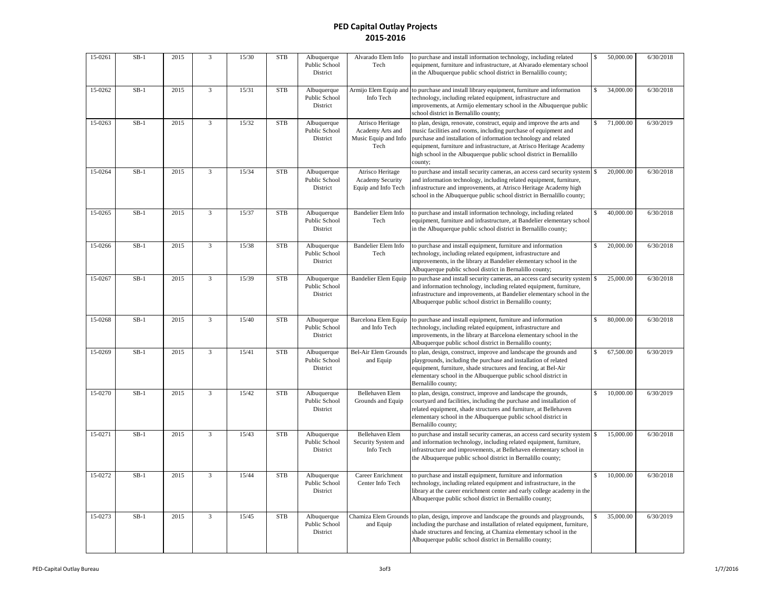# PED Capital Outlay Projects
## 2015-2016

| | | | | | | | | | | |
|---|---|---|---|---|---|---|---|---|---|---|
| 15-0261 | SB-1 | 2015 | 3 | 15/30 | STB | Albuquerque Public School District | Alvarado Elem Info Tech | to purchase and install information technology, including related equipment, furniture and infrastructure, at Alvarado elementary school in the Albuquerque public school district in Bernalillo county; | $ 50,000.00 | 6/30/2018 |
| 15-0262 | SB-1 | 2015 | 3 | 15/31 | STB | Albuquerque Public School District | Armijo Elem Equip and Info Tech | to purchase and install library equipment, furniture and information technology, including related equipment, infrastructure and improvements, at Armijo elementary school in the Albuquerque public school district in Bernalillo county; | $ 34,000.00 | 6/30/2018 |
| 15-0263 | SB-1 | 2015 | 3 | 15/32 | STB | Albuquerque Public School District | Atrisco Heritage Academy Arts and Music Equip and Info Tech | to plan, design, renovate, construct, equip and improve the arts and music facilities and rooms, including purchase of equipment and purchase and installation of information technology and related equipment, furniture and infrastructure, at Atrisco Heritage Academy high school in the Albuquerque public school district in Bernalillo county; | $ 71,000.00 | 6/30/2019 |
| 15-0264 | SB-1 | 2015 | 3 | 15/34 | STB | Albuquerque Public School District | Atrisco Heritage Academy Security Equip and Info Tech | to purchase and install security cameras, an access card security system and information technology, including related equipment, furniture, infrastructure and improvements, at Atrisco Heritage Academy high school in the Albuquerque public school district in Bernalillo county; | $ 20,000.00 | 6/30/2018 |
| 15-0265 | SB-1 | 2015 | 3 | 15/37 | STB | Albuquerque Public School District | Bandelier Elem Info Tech | to purchase and install information technology, including related equipment, furniture and infrastructure, at Bandelier elementary school in the Albuquerque public school district in Bernalillo county; | $ 40,000.00 | 6/30/2018 |
| 15-0266 | SB-1 | 2015 | 3 | 15/38 | STB | Albuquerque Public School District | Bandelier Elem Info Tech | to purchase and install equipment, furniture and information technology, including related equipment, infrastructure and improvements, in the library at Bandelier elementary school in the Albuquerque public school district in Bernalillo county; | $ 20,000.00 | 6/30/2018 |
| 15-0267 | SB-1 | 2015 | 3 | 15/39 | STB | Albuquerque Public School District | Bandelier Elem Equip | to purchase and install security cameras, an access card security system and information technology, including related equipment, furniture, infrastructure and improvements, at Bandelier elementary school in the Albuquerque public school district in Bernalillo county; | $ 25,000.00 | 6/30/2018 |
| 15-0268 | SB-1 | 2015 | 3 | 15/40 | STB | Albuquerque Public School District | Barcelona Elem Equip and Info Tech | to purchase and install equipment, furniture and information technology, including related equipment, infrastructure and improvements, in the library at Barcelona elementary school in the Albuquerque public school district in Bernalillo county; | $ 80,000.00 | 6/30/2018 |
| 15-0269 | SB-1 | 2015 | 3 | 15/41 | STB | Albuquerque Public School District | Bel-Air Elem Grounds and Equip | to plan, design, construct, improve and landscape the grounds and playgrounds, including the purchase and installation of related equipment, furniture, shade structures and fencing, at Bel-Air elementary school in the Albuquerque public school district in Bernalillo county; | $ 67,500.00 | 6/30/2019 |
| 15-0270 | SB-1 | 2015 | 3 | 15/42 | STB | Albuquerque Public School District | Bellehaven Elem Grounds and Equip | to plan, design, construct, improve and landscape the grounds, courtyard and facilities, including the purchase and installation of related equipment, shade structures and furniture, at Bellehaven elementary school in the Albuquerque public school district in Bernalillo county; | $ 10,000.00 | 6/30/2019 |
| 15-0271 | SB-1 | 2015 | 3 | 15/43 | STB | Albuquerque Public School District | Bellehaven Elem Security System and Info Tech | to purchase and install security cameras, an access card security system and information technology, including related equipment, furniture, infrastructure and improvements, at Bellehaven elementary school in the Albuquerque public school district in Bernalillo county; | $ 15,000.00 | 6/30/2018 |
| 15-0272 | SB-1 | 2015 | 3 | 15/44 | STB | Albuquerque Public School District | Career Enrichment Center Info Tech | to purchase and install equipment, furniture and information technology, including related equipment and infrastructure, in the library at the career enrichment center and early college academy in the Albuquerque public school district in Bernalillo county; | $ 10,000.00 | 6/30/2018 |
| 15-0273 | SB-1 | 2015 | 3 | 15/45 | STB | Albuquerque Public School District | Chamiza Elem Grounds and Equip | to plan, design, improve and landscape the grounds and playgrounds, including the purchase and installation of related equipment, furniture, shade structures and fencing, at Chamiza elementary school in the Albuquerque public school district in Bernalillo county; | $ 35,000.00 | 6/30/2019 |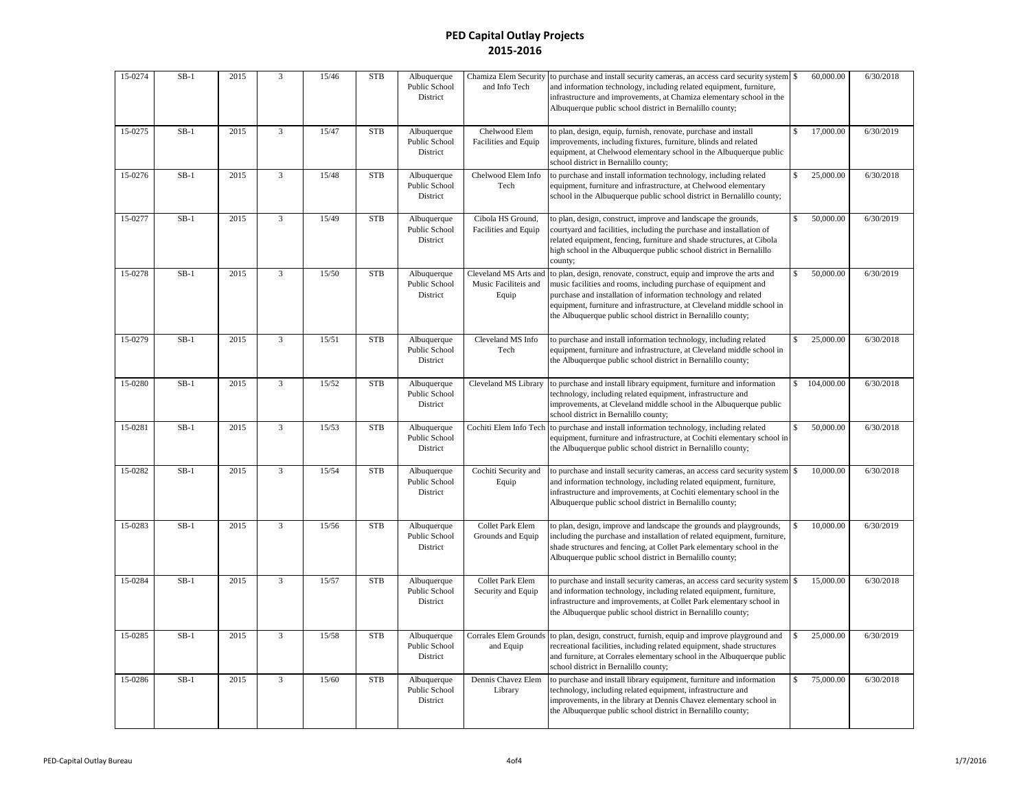# PED Capital Outlay Projects
# 2015-2016

| | | | | | | | | | | |
|---|---|---|---|---|---|---|---|---|---|---|
| 15-0274 | SB-1 | 2015 | 3 | 15/46 | STB | Albuquerque Public School District | Chamiza Elem Security and Info Tech | to purchase and install security cameras, an access card security system and information technology, including related equipment, furniture, infrastructure and improvements, at Chamiza elementary school in the Albuquerque public school district in Bernalillo county; | $ 60,000.00 | 6/30/2018 |
| 15-0275 | SB-1 | 2015 | 3 | 15/47 | STB | Albuquerque Public School District | Chelwood Elem Facilities and Equip | to plan, design, equip, furnish, renovate, purchase and install improvements, including fixtures, furniture, blinds and related equipment, at Chelwood elementary school in the Albuquerque public school district in Bernalillo county; | $ 17,000.00 | 6/30/2019 |
| 15-0276 | SB-1 | 2015 | 3 | 15/48 | STB | Albuquerque Public School District | Chelwood Elem Info Tech | to purchase and install information technology, including related equipment, furniture and infrastructure, at Chelwood elementary school in the Albuquerque public school district in Bernalillo county; | $ 25,000.00 | 6/30/2018 |
| 15-0277 | SB-1 | 2015 | 3 | 15/49 | STB | Albuquerque Public School District | Cibola HS Ground, Facilities and Equip | to plan, design, construct, improve and landscape the grounds, courtyard and facilities, including the purchase and installation of related equipment, fencing, furniture and shade structures, at Cibola high school in the Albuquerque public school district in Bernalillo county; | $ 50,000.00 | 6/30/2019 |
| 15-0278 | SB-1 | 2015 | 3 | 15/50 | STB | Albuquerque Public School District | Cleveland MS Arts and Music Faciliteis and Equip | to plan, design, renovate, construct, equip and improve the arts and music facilities and rooms, including purchase of equipment and purchase and installation of information technology and related equipment, furniture and infrastructure, at Cleveland middle school in the Albuquerque public school district in Bernalillo county; | $ 50,000.00 | 6/30/2019 |
| 15-0279 | SB-1 | 2015 | 3 | 15/51 | STB | Albuquerque Public School District | Cleveland MS Info Tech | to purchase and install information technology, including related equipment, furniture and infrastructure, at Cleveland middle school in the Albuquerque public school district in Bernalillo county; | $ 25,000.00 | 6/30/2018 |
| 15-0280 | SB-1 | 2015 | 3 | 15/52 | STB | Albuquerque Public School District | Cleveland MS Library | to purchase and install library equipment, furniture and information technology, including related equipment, infrastructure and improvements, at Cleveland middle school in the Albuquerque public school district in Bernalillo county; | $ 104,000.00 | 6/30/2018 |
| 15-0281 | SB-1 | 2015 | 3 | 15/53 | STB | Albuquerque Public School District | Cochiti Elem Info Tech | to purchase and install information technology, including related equipment, furniture and infrastructure, at Cochiti elementary school in the Albuquerque public school district in Bernalillo county; | $ 50,000.00 | 6/30/2018 |
| 15-0282 | SB-1 | 2015 | 3 | 15/54 | STB | Albuquerque Public School District | Cochiti Security and Equip | to purchase and install security cameras, an access card security system and information technology, including related equipment, furniture, infrastructure and improvements, at Cochiti elementary school in the Albuquerque public school district in Bernalillo county; | $ 10,000.00 | 6/30/2018 |
| 15-0283 | SB-1 | 2015 | 3 | 15/56 | STB | Albuquerque Public School District | Collet Park Elem Grounds and Equip | to plan, design, improve and landscape the grounds and playgrounds, including the purchase and installation of related equipment, furniture, shade structures and fencing, at Collet Park elementary school in the Albuquerque public school district in Bernalillo county; | $ 10,000.00 | 6/30/2019 |
| 15-0284 | SB-1 | 2015 | 3 | 15/57 | STB | Albuquerque Public School District | Collet Park Elem Security and Equip | to purchase and install security cameras, an access card security system and information technology, including related equipment, furniture, infrastructure and improvements, at Collet Park elementary school in the Albuquerque public school district in Bernalillo county; | $ 15,000.00 | 6/30/2018 |
| 15-0285 | SB-1 | 2015 | 3 | 15/58 | STB | Albuquerque Public School District | Corrales Elem Grounds and Equip | to plan, design, construct, furnish, equip and improve playground and recreational facilities, including related equipment, shade structures and furniture, at Corrales elementary school in the Albuquerque public school district in Bernalillo county; | $ 25,000.00 | 6/30/2019 |
| 15-0286 | SB-1 | 2015 | 3 | 15/60 | STB | Albuquerque Public School District | Dennis Chavez Elem Library | to purchase and install library equipment, furniture and information technology, including related equipment, infrastructure and improvements, in the library at Dennis Chavez elementary school in the Albuquerque public school district in Bernalillo county; | $ 75,000.00 | 6/30/2018 |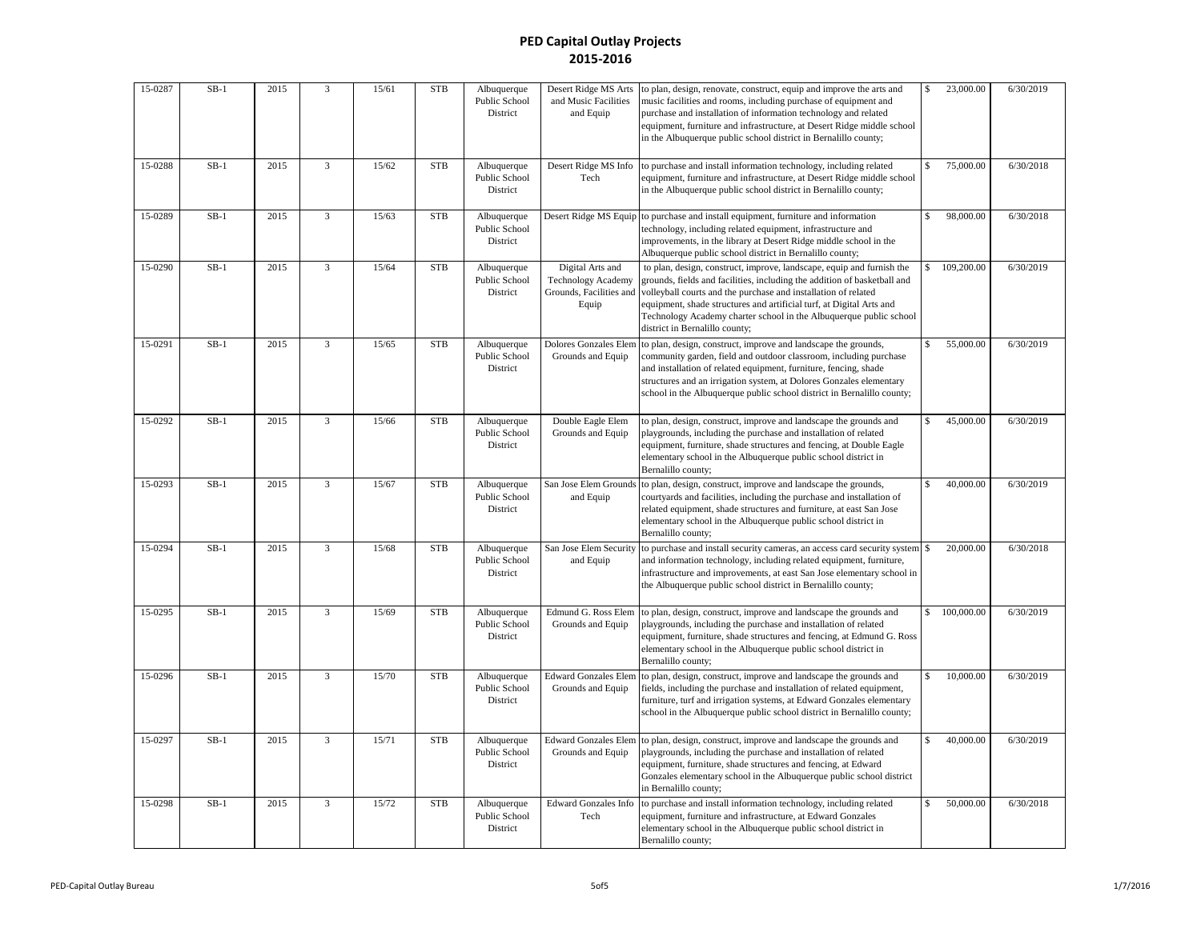# PED Capital Outlay Projects
## 2015-2016

| | | | | | | | | | | |
|---|---|---|---|---|---|---|---|---|---|---|
| 15-0287 | SB-1 | 2015 | 3 | 15/61 | STB | Albuquerque Public School District | Desert Ridge MS Arts and Music Facilities and Equip | to plan, design, renovate, construct, equip and improve the arts and music facilities and rooms, including purchase of equipment and purchase and installation of information technology and related equipment, furniture and infrastructure, at Desert Ridge middle school in the Albuquerque public school district in Bernalillo county; | $ 23,000.00 | 6/30/2019 |
| 15-0288 | SB-1 | 2015 | 3 | 15/62 | STB | Albuquerque Public School District | Desert Ridge MS Info Tech | to purchase and install information technology, including related equipment, furniture and infrastructure, at Desert Ridge middle school in the Albuquerque public school district in Bernalillo county; | $ 75,000.00 | 6/30/2018 |
| 15-0289 | SB-1 | 2015 | 3 | 15/63 | STB | Albuquerque Public School District | Desert Ridge MS Equip | to purchase and install equipment, furniture and information technology, including related equipment, infrastructure and improvements, in the library at Desert Ridge middle school in the Albuquerque public school district in Bernalillo county; | $ 98,000.00 | 6/30/2018 |
| 15-0290 | SB-1 | 2015 | 3 | 15/64 | STB | Albuquerque Public School District | Digital Arts and Technology Academy Grounds, Facilities and Equip | to plan, design, construct, improve, landscape, equip and furnish the grounds, fields and facilities, including the addition of basketball and volleyball courts and the purchase and installation of related equipment, shade structures and artificial turf, at Digital Arts and Technology Academy charter school in the Albuquerque public school district in Bernalillo county; | $ 109,200.00 | 6/30/2019 |
| 15-0291 | SB-1 | 2015 | 3 | 15/65 | STB | Albuquerque Public School District | Dolores Gonzales Elem Grounds and Equip | to plan, design, construct, improve and landscape the grounds, community garden, field and outdoor classroom, including purchase and installation of related equipment, furniture, fencing, shade structures and an irrigation system, at Dolores Gonzales elementary school in the Albuquerque public school district in Bernalillo county; | $ 55,000.00 | 6/30/2019 |
| 15-0292 | SB-1 | 2015 | 3 | 15/66 | STB | Albuquerque Public School District | Double Eagle Elem Grounds and Equip | to plan, design, construct, improve and landscape the grounds and playgrounds, including the purchase and installation of related equipment, furniture, shade structures and fencing, at Double Eagle elementary school in the Albuquerque public school district in Bernalillo county; | $ 45,000.00 | 6/30/2019 |
| 15-0293 | SB-1 | 2015 | 3 | 15/67 | STB | Albuquerque Public School District | San Jose Elem Grounds and Equip | to plan, design, construct, improve and landscape the grounds, courtyards and facilities, including the purchase and installation of related equipment, shade structures and furniture, at east San Jose elementary school in the Albuquerque public school district in Bernalillo county; | $ 40,000.00 | 6/30/2019 |
| 15-0294 | SB-1 | 2015 | 3 | 15/68 | STB | Albuquerque Public School District | San Jose Elem Security and Equip | to purchase and install security cameras, an access card security system and information technology, including related equipment, furniture, infrastructure and improvements, at east San Jose elementary school in the Albuquerque public school district in Bernalillo county; | $ 20,000.00 | 6/30/2018 |
| 15-0295 | SB-1 | 2015 | 3 | 15/69 | STB | Albuquerque Public School District | Edmund G. Ross Elem Grounds and Equip | to plan, design, construct, improve and landscape the grounds and playgrounds, including the purchase and installation of related equipment, furniture, shade structures and fencing, at Edmund G. Ross elementary school in the Albuquerque public school district in Bernalillo county; | $ 100,000.00 | 6/30/2019 |
| 15-0296 | SB-1 | 2015 | 3 | 15/70 | STB | Albuquerque Public School District | Edward Gonzales Elem Grounds and Equip | to plan, design, construct, improve and landscape the grounds and fields, including the purchase and installation of related equipment, furniture, turf and irrigation systems, at Edward Gonzales elementary school in the Albuquerque public school district in Bernalillo county; | $ 10,000.00 | 6/30/2019 |
| 15-0297 | SB-1 | 2015 | 3 | 15/71 | STB | Albuquerque Public School District | Edward Gonzales Elem Grounds and Equip | to plan, design, construct, improve and landscape the grounds and playgrounds, including the purchase and installation of related equipment, furniture, shade structures and fencing, at Edward Gonzales elementary school in the Albuquerque public school district in Bernalillo county; | $ 40,000.00 | 6/30/2019 |
| 15-0298 | SB-1 | 2015 | 3 | 15/72 | STB | Albuquerque Public School District | Edward Gonzales Info Tech | to purchase and install information technology, including related equipment, furniture and infrastructure, at Edward Gonzales elementary school in the Albuquerque public school district in Bernalillo county; | $ 50,000.00 | 6/30/2018 |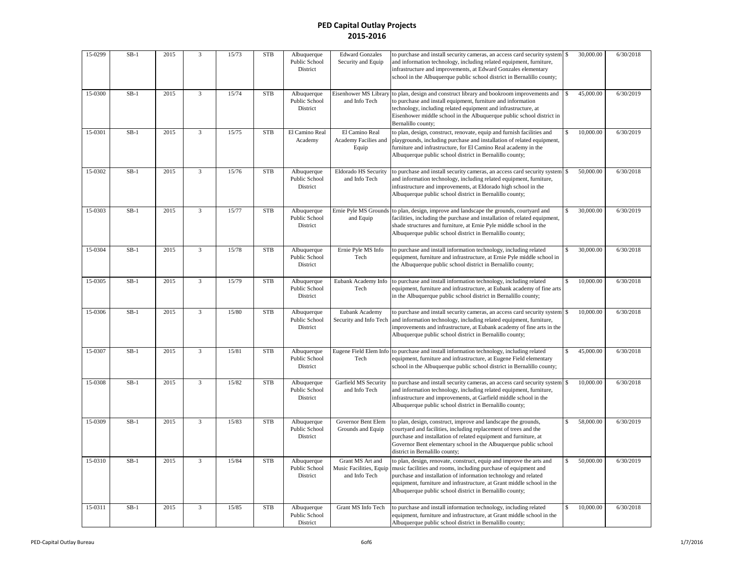# PED Capital Outlay Projects
## 2015-2016

| | | | | | | | | | | |
|---|---|---|---|---|---|---|---|---|---|---|
| 15-0299 | SB-1 | 2015 | 3 | 15/73 | STB | Albuquerque Public School District | Edward Gonzales Security and Equip | to purchase and install security cameras, an access card security system and information technology, including related equipment, furniture, infrastructure and improvements, at Edward Gonzales elementary school in the Albuquerque public school district in Bernalillo county; | $ 30,000.00 | 6/30/2018 |
| 15-0300 | SB-1 | 2015 | 3 | 15/74 | STB | Albuquerque Public School District | Eisenhower MS Library and Info Tech | to plan, design and construct library and bookroom improvements and to purchase and install equipment, furniture and information technology, including related equipment and infrastructure, at Eisenhower middle school in the Albuquerque public school district in Bernalillo county; | $ 45,000.00 | 6/30/2019 |
| 15-0301 | SB-1 | 2015 | 3 | 15/75 | STB | El Camino Real Academy | El Camino Real Academy Facilies and Equip | to plan, design, construct, renovate, equip and furnish facilities and playgrounds, including purchase and installation of related equipment, furniture and infrastructure, for El Camino Real academy in the Albuquerque public school district in Bernalillo county; | $ 10,000.00 | 6/30/2019 |
| 15-0302 | SB-1 | 2015 | 3 | 15/76 | STB | Albuquerque Public School District | Eldorado HS Security and Info Tech | to purchase and install security cameras, an access card security system and information technology, including related equipment, furniture, infrastructure and improvements, at Eldorado high school in the Albuquerque public school district in Bernalillo county; | $ 50,000.00 | 6/30/2018 |
| 15-0303 | SB-1 | 2015 | 3 | 15/77 | STB | Albuquerque Public School District | Ernie Pyle MS Grounds and Equip | to plan, design, improve and landscape the grounds, courtyard and facilities, including the purchase and installation of related equipment, shade structures and furniture, at Ernie Pyle middle school in the Albuquerque public school district in Bernalillo county; | $ 30,000.00 | 6/30/2019 |
| 15-0304 | SB-1 | 2015 | 3 | 15/78 | STB | Albuquerque Public School District | Ernie Pyle MS Info Tech | to purchase and install information technology, including related equipment, furniture and infrastructure, at Ernie Pyle middle school in the Albuquerque public school district in Bernalillo county; | $ 30,000.00 | 6/30/2018 |
| 15-0305 | SB-1 | 2015 | 3 | 15/79 | STB | Albuquerque Public School District | Eubank Academy Info Tech | to purchase and install information technology, including related equipment, furniture and infrastructure, at Eubank academy of fine arts in the Albuquerque public school district in Bernalillo county; | $ 10,000.00 | 6/30/2018 |
| 15-0306 | SB-1 | 2015 | 3 | 15/80 | STB | Albuquerque Public School District | Eubank Academy Security and Info Tech | to purchase and install security cameras, an access card security system and information technology, including related equipment, furniture, improvements and infrastructure, at Eubank academy of fine arts in the Albuquerque public school district in Bernalillo county; | $ 10,000.00 | 6/30/2018 |
| 15-0307 | SB-1 | 2015 | 3 | 15/81 | STB | Albuquerque Public School District | Eugene Field Elem Info Tech | to purchase and install information technology, including related equipment, furniture and infrastructure, at Eugene Field elementary school in the Albuquerque public school district in Bernalillo county; | $ 45,000.00 | 6/30/2018 |
| 15-0308 | SB-1 | 2015 | 3 | 15/82 | STB | Albuquerque Public School District | Garfield MS Security and Info Tech | to purchase and install security cameras, an access card security system and information technology, including related equipment, furniture, infrastructure and improvements, at Garfield middle school in the Albuquerque public school district in Bernalillo county; | $ 10,000.00 | 6/30/2018 |
| 15-0309 | SB-1 | 2015 | 3 | 15/83 | STB | Albuquerque Public School District | Governor Bent Elem Grounds and Equip | to plan, design, construct, improve and landscape the grounds, courtyard and facilities, including replacement of trees and the purchase and installation of related equipment and furniture, at Governor Bent elementary school in the Albuquerque public school district in Bernalillo county; | $ 58,000.00 | 6/30/2019 |
| 15-0310 | SB-1 | 2015 | 3 | 15/84 | STB | Albuquerque Public School District | Grant MS Art and Music Facilities, Equip and Info Tech | to plan, design, renovate, construct, equip and improve the arts and music facilities and rooms, including purchase of equipment and purchase and installation of information technology and related equipment, furniture and infrastructure, at Grant middle school in the Albuquerque public school district in Bernalillo county; | $ 50,000.00 | 6/30/2019 |
| 15-0311 | SB-1 | 2015 | 3 | 15/85 | STB | Albuquerque Public School District | Grant MS Info Tech | to purchase and install information technology, including related equipment, furniture and infrastructure, at Grant middle school in the Albuquerque public school district in Bernalillo county; | $ 10,000.00 | 6/30/2018 |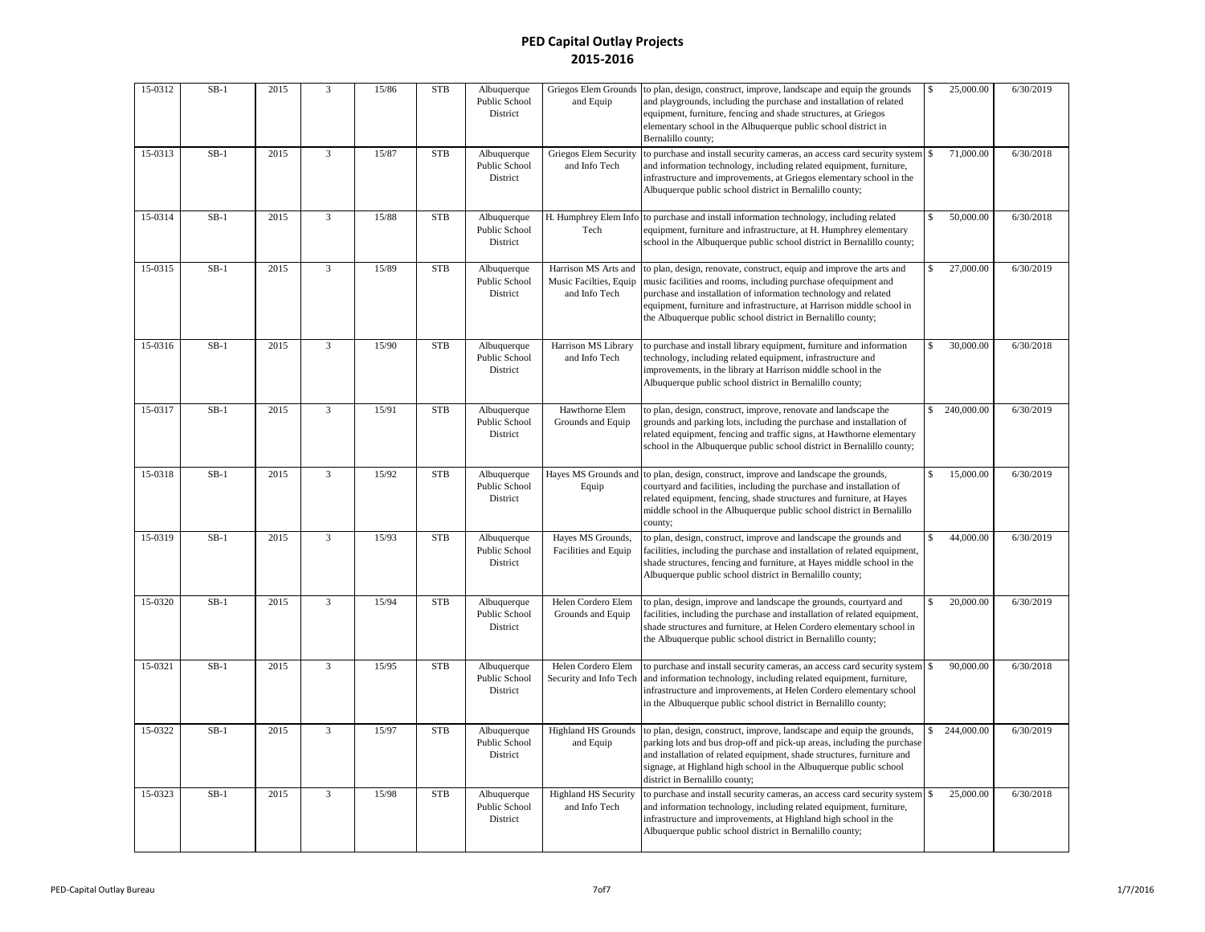# PED Capital Outlay Projects
## 2015-2016

| | | | | | | | | | | |
|---|---|---|---|---|---|---|---|---|---|---|
| 15-0312 | SB-1 | 2015 | 3 | 15/86 | STB | Albuquerque Public School District | Griegos Elem Grounds and Equip | to plan, design, construct, improve, landscape and equip the grounds and playgrounds, including the purchase and installation of related equipment, furniture, fencing and shade structures, at Griegos elementary school in the Albuquerque public school district in Bernalillo county; | $ 25,000.00 | 6/30/2019 |
| 15-0313 | SB-1 | 2015 | 3 | 15/87 | STB | Albuquerque Public School District | Griegos Elem Security and Info Tech | to purchase and install security cameras, an access card security system and information technology, including related equipment, furniture, infrastructure and improvements, at Griegos elementary school in the Albuquerque public school district in Bernalillo county; | $ 71,000.00 | 6/30/2018 |
| 15-0314 | SB-1 | 2015 | 3 | 15/88 | STB | Albuquerque Public School District | H. Humphrey Elem Info Tech | to purchase and install information technology, including related equipment, furniture and infrastructure, at H. Humphrey elementary school in the Albuquerque public school district in Bernalillo county; | $ 50,000.00 | 6/30/2018 |
| 15-0315 | SB-1 | 2015 | 3 | 15/89 | STB | Albuquerque Public School District | Harrison MS Arts and Music Facilties, Equip and Info Tech | to plan, design, renovate, construct, equip and improve the arts and music facilities and rooms, including purchase ofequipment and purchase and installation of information technology and related equipment, furniture and infrastructure, at Harrison middle school in the Albuquerque public school district in Bernalillo county; | $ 27,000.00 | 6/30/2019 |
| 15-0316 | SB-1 | 2015 | 3 | 15/90 | STB | Albuquerque Public School District | Harrison MS Library and Info Tech | to purchase and install library equipment, furniture and information technology, including related equipment, infrastructure and improvements, in the library at Harrison middle school in the Albuquerque public school district in Bernalillo county; | $ 30,000.00 | 6/30/2018 |
| 15-0317 | SB-1 | 2015 | 3 | 15/91 | STB | Albuquerque Public School District | Hawthorne Elem Grounds and Equip | to plan, design, construct, improve, renovate and landscape the grounds and parking lots, including the purchase and installation of related equipment, fencing and traffic signs, at Hawthorne elementary school in the Albuquerque public school district in Bernalillo county; | $ 240,000.00 | 6/30/2019 |
| 15-0318 | SB-1 | 2015 | 3 | 15/92 | STB | Albuquerque Public School District | Hayes MS Grounds and Equip | to plan, design, construct, improve and landscape the grounds, courtyard and facilities, including the purchase and installation of related equipment, fencing, shade structures and furniture, at Hayes middle school in the Albuquerque public school district in Bernalillo county; | $ 15,000.00 | 6/30/2019 |
| 15-0319 | SB-1 | 2015 | 3 | 15/93 | STB | Albuquerque Public School District | Hayes MS Grounds, Facilities and Equip | to plan, design, construct, improve and landscape the grounds and facilities, including the purchase and installation of related equipment, shade structures, fencing and furniture, at Hayes middle school in the Albuquerque public school district in Bernalillo county; | $ 44,000.00 | 6/30/2019 |
| 15-0320 | SB-1 | 2015 | 3 | 15/94 | STB | Albuquerque Public School District | Helen Cordero Elem Grounds and Equip | to plan, design, improve and landscape the grounds, courtyard and facilities, including the purchase and installation of related equipment, shade structures and furniture, at Helen Cordero elementary school in the Albuquerque public school district in Bernalillo county; | $ 20,000.00 | 6/30/2019 |
| 15-0321 | SB-1 | 2015 | 3 | 15/95 | STB | Albuquerque Public School District | Helen Cordero Elem Security and Info Tech | to purchase and install security cameras, an access card security system and information technology, including related equipment, furniture, infrastructure and improvements, at Helen Cordero elementary school in the Albuquerque public school district in Bernalillo county; | $ 90,000.00 | 6/30/2018 |
| 15-0322 | SB-1 | 2015 | 3 | 15/97 | STB | Albuquerque Public School District | Highland HS Grounds and Equip | to plan, design, construct, improve, landscape and equip the grounds, parking lots and bus drop-off and pick-up areas, including the purchase and installation of related equipment, shade structures, furniture and signage, at Highland high school in the Albuquerque public school district in Bernalillo county; | $ 244,000.00 | 6/30/2019 |
| 15-0323 | SB-1 | 2015 | 3 | 15/98 | STB | Albuquerque Public School District | Highland HS Security and Info Tech | to purchase and install security cameras, an access card security system and information technology, including related equipment, furniture, infrastructure and improvements, at Highland high school in the Albuquerque public school district in Bernalillo county; | $ 25,000.00 | 6/30/2018 |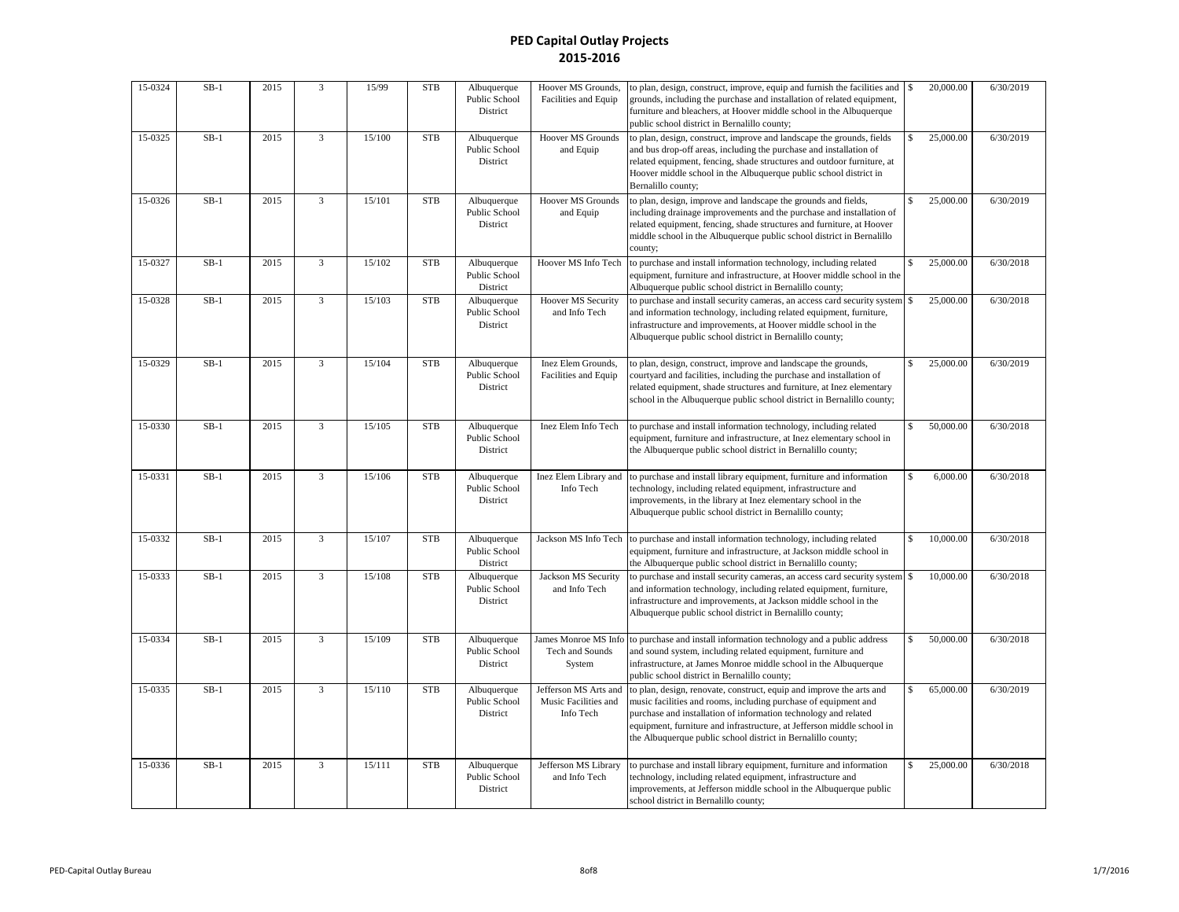# PED Capital Outlay Projects
## 2015-2016

| | | | | | | | | | | |
|---|---|---|---|---|---|---|---|---|---|---|
| 15-0324 | SB-1 | 2015 | 3 | 15/99 | STB | Albuquerque Public School District | Hoover MS Grounds, Facilities and Equip | to plan, design, construct, improve, equip and furnish the facilities and grounds, including the purchase and installation of related equipment, furniture and bleachers, at Hoover middle school in the Albuquerque public school district in Bernalillo county; | $ 20,000.00 | 6/30/2019 |
| 15-0325 | SB-1 | 2015 | 3 | 15/100 | STB | Albuquerque Public School District | Hoover MS Grounds and Equip | to plan, design, construct, improve and landscape the grounds, fields and bus drop-off areas, including the purchase and installation of related equipment, fencing, shade structures and outdoor furniture, at Hoover middle school in the Albuquerque public school district in Bernalillo county; | $ 25,000.00 | 6/30/2019 |
| 15-0326 | SB-1 | 2015 | 3 | 15/101 | STB | Albuquerque Public School District | Hoover MS Grounds and Equip | to plan, design, improve and landscape the grounds and fields, including drainage improvements and the purchase and installation of related equipment, fencing, shade structures and furniture, at Hoover middle school in the Albuquerque public school district in Bernalillo county; | $ 25,000.00 | 6/30/2019 |
| 15-0327 | SB-1 | 2015 | 3 | 15/102 | STB | Albuquerque Public School District | Hoover MS Info Tech | to purchase and install information technology, including related equipment, furniture and infrastructure, at Hoover middle school in the Albuquerque public school district in Bernalillo county; | $ 25,000.00 | 6/30/2018 |
| 15-0328 | SB-1 | 2015 | 3 | 15/103 | STB | Albuquerque Public School District | Hoover MS Security and Info Tech | to purchase and install security cameras, an access card security system and information technology, including related equipment, furniture, infrastructure and improvements, at Hoover middle school in the Albuquerque public school district in Bernalillo county; | $ 25,000.00 | 6/30/2018 |
| 15-0329 | SB-1 | 2015 | 3 | 15/104 | STB | Albuquerque Public School District | Inez Elem Grounds, Facilities and Equip | to plan, design, construct, improve and landscape the grounds, courtyard and facilities, including the purchase and installation of related equipment, shade structures and furniture, at Inez elementary school in the Albuquerque public school district in Bernalillo county; | $ 25,000.00 | 6/30/2019 |
| 15-0330 | SB-1 | 2015 | 3 | 15/105 | STB | Albuquerque Public School District | Inez Elem Info Tech | to purchase and install information technology, including related equipment, furniture and infrastructure, at Inez elementary school in the Albuquerque public school district in Bernalillo county; | $ 50,000.00 | 6/30/2018 |
| 15-0331 | SB-1 | 2015 | 3 | 15/106 | STB | Albuquerque Public School District | Inez Elem Library and Info Tech | to purchase and install library equipment, furniture and information technology, including related equipment, infrastructure and improvements, in the library at Inez elementary school in the Albuquerque public school district in Bernalillo county; | $ 6,000.00 | 6/30/2018 |
| 15-0332 | SB-1 | 2015 | 3 | 15/107 | STB | Albuquerque Public School District | Jackson MS Info Tech | to purchase and install information technology, including related equipment, furniture and infrastructure, at Jackson middle school in the Albuquerque public school district in Bernalillo county; | $ 10,000.00 | 6/30/2018 |
| 15-0333 | SB-1 | 2015 | 3 | 15/108 | STB | Albuquerque Public School District | Jackson MS Security and Info Tech | to purchase and install security cameras, an access card security system and information technology, including related equipment, furniture, infrastructure and improvements, at Jackson middle school in the Albuquerque public school district in Bernalillo county; | $ 10,000.00 | 6/30/2018 |
| 15-0334 | SB-1 | 2015 | 3 | 15/109 | STB | Albuquerque Public School District | James Monroe MS Info Tech and Sounds System | to purchase and install information technology and a public address and sound system, including related equipment, furniture and infrastructure, at James Monroe middle school in the Albuquerque public school district in Bernalillo county; | $ 50,000.00 | 6/30/2018 |
| 15-0335 | SB-1 | 2015 | 3 | 15/110 | STB | Albuquerque Public School District | Jefferson MS Arts and Music Facilities and Info Tech | to plan, design, renovate, construct, equip and improve the arts and music facilities and rooms, including purchase of equipment and purchase and installation of information technology and related equipment, furniture and infrastructure, at Jefferson middle school in the Albuquerque public school district in Bernalillo county; | $ 65,000.00 | 6/30/2019 |
| 15-0336 | SB-1 | 2015 | 3 | 15/111 | STB | Albuquerque Public School District | Jefferson MS Library and Info Tech | to purchase and install library equipment, furniture and information technology, including related equipment, infrastructure and improvements, at Jefferson middle school in the Albuquerque public school district in Bernalillo county; | $ 25,000.00 | 6/30/2018 |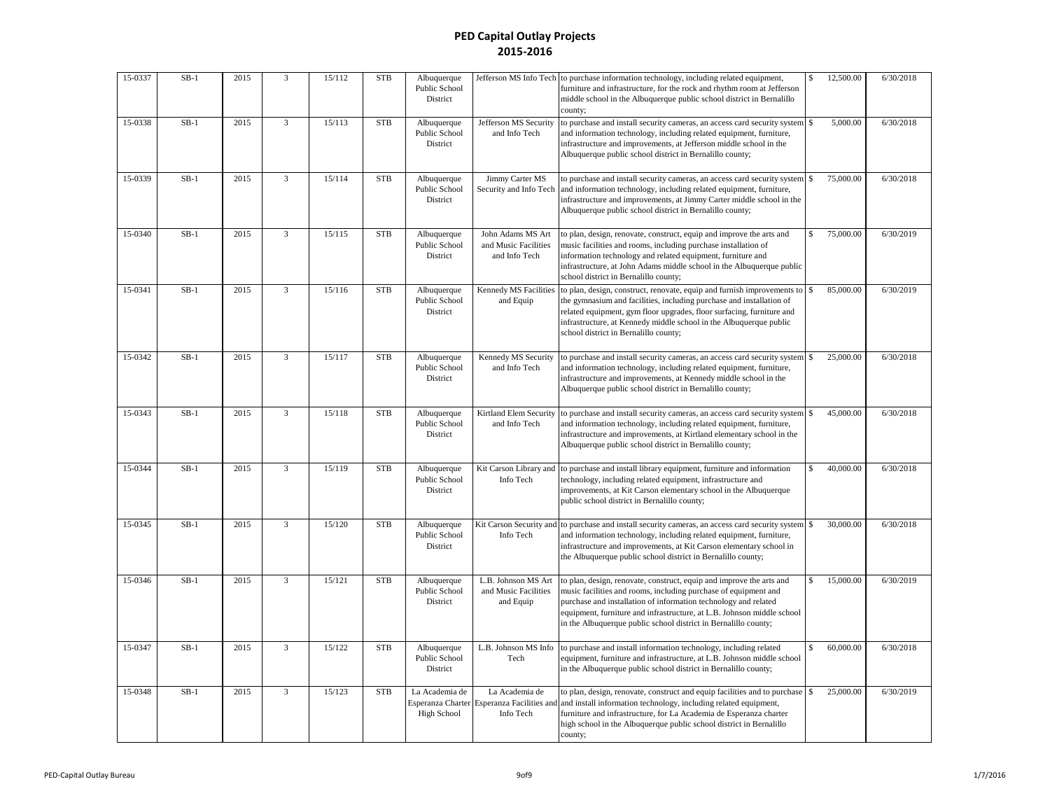# PED Capital Outlay Projects
## 2015-2016

| | | | | | | | | | | |
|---|---|---|---|---|---|---|---|---|---|---|
| 15-0337 | SB-1 | 2015 | 3 | 15/112 | STB | Albuquerque Public School District | Jefferson MS Info Tech | to purchase information technology, including related equipment, furniture and infrastructure, for the rock and rhythm room at Jefferson middle school in the Albuquerque public school district in Bernalillo county; | $ 12,500.00 | 6/30/2018 |
| 15-0338 | SB-1 | 2015 | 3 | 15/113 | STB | Albuquerque Public School District | Jefferson MS Security and Info Tech | to purchase and install security cameras, an access card security system and information technology, including related equipment, furniture, infrastructure and improvements, at Jefferson middle school in the Albuquerque public school district in Bernalillo county; | $ 5,000.00 | 6/30/2018 |
| 15-0339 | SB-1 | 2015 | 3 | 15/114 | STB | Albuquerque Public School District | Jimmy Carter MS Security and Info Tech | to purchase and install security cameras, an access card security system and information technology, including related equipment, furniture, infrastructure and improvements, at Jimmy Carter middle school in the Albuquerque public school district in Bernalillo county; | $ 75,000.00 | 6/30/2018 |
| 15-0340 | SB-1 | 2015 | 3 | 15/115 | STB | Albuquerque Public School District | John Adams MS Art and Music Facilities and Info Tech | to plan, design, renovate, construct, equip and improve the arts and music facilities and rooms, including purchase installation of information technology and related equipment, furniture and infrastructure, at John Adams middle school in the Albuquerque public school district in Bernalillo county; | $ 75,000.00 | 6/30/2019 |
| 15-0341 | SB-1 | 2015 | 3 | 15/116 | STB | Albuquerque Public School District | Kennedy MS Facilities and Equip | to plan, design, construct, renovate, equip and furnish improvements to the gymnasium and facilities, including purchase and installation of related equipment, gym floor upgrades, floor surfacing, furniture and infrastructure, at Kennedy middle school in the Albuquerque public school district in Bernalillo county; | $ 85,000.00 | 6/30/2019 |
| 15-0342 | SB-1 | 2015 | 3 | 15/117 | STB | Albuquerque Public School District | Kennedy MS Security and Info Tech | to purchase and install security cameras, an access card security system and information technology, including related equipment, furniture, infrastructure and improvements, at Kennedy middle school in the Albuquerque public school district in Bernalillo county; | $ 25,000.00 | 6/30/2018 |
| 15-0343 | SB-1 | 2015 | 3 | 15/118 | STB | Albuquerque Public School District | Kirtland Elem Security and Info Tech | to purchase and install security cameras, an access card security system and information technology, including related equipment, furniture, infrastructure and improvements, at Kirtland elementary school in the Albuquerque public school district in Bernalillo county; | $ 45,000.00 | 6/30/2018 |
| 15-0344 | SB-1 | 2015 | 3 | 15/119 | STB | Albuquerque Public School District | Kit Carson Library and Info Tech | to purchase and install library equipment, furniture and information technology, including related equipment, infrastructure and improvements, at Kit Carson elementary school in the Albuquerque public school district in Bernalillo county; | $ 40,000.00 | 6/30/2018 |
| 15-0345 | SB-1 | 2015 | 3 | 15/120 | STB | Albuquerque Public School District | Kit Carson Security and Info Tech | to purchase and install security cameras, an access card security system and information technology, including related equipment, furniture, infrastructure and improvements, at Kit Carson elementary school in the Albuquerque public school district in Bernalillo county; | $ 30,000.00 | 6/30/2018 |
| 15-0346 | SB-1 | 2015 | 3 | 15/121 | STB | Albuquerque Public School District | L.B. Johnson MS Art and Music Facilities and Equip | to plan, design, renovate, construct, equip and improve the arts and music facilities and rooms, including purchase of equipment and purchase and installation of information technology and related equipment, furniture and infrastructure, at L.B. Johnson middle school in the Albuquerque public school district in Bernalillo county; | $ 15,000.00 | 6/30/2019 |
| 15-0347 | SB-1 | 2015 | 3 | 15/122 | STB | Albuquerque Public School District | L.B. Johnson MS Info Tech | to purchase and install information technology, including related equipment, furniture and infrastructure, at L.B. Johnson middle school in the Albuquerque public school district in Bernalillo county; | $ 60,000.00 | 6/30/2018 |
| 15-0348 | SB-1 | 2015 | 3 | 15/123 | STB | La Academia de Esperanza Charter High School | La Academia de Esperanza Facilities and Info Tech | to plan, design, renovate, construct and equip facilities and to purchase and install information technology, including related equipment, furniture and infrastructure, for La Academia de Esperanza charter high school in the Albuquerque public school district in Bernalillo county; | $ 25,000.00 | 6/30/2019 |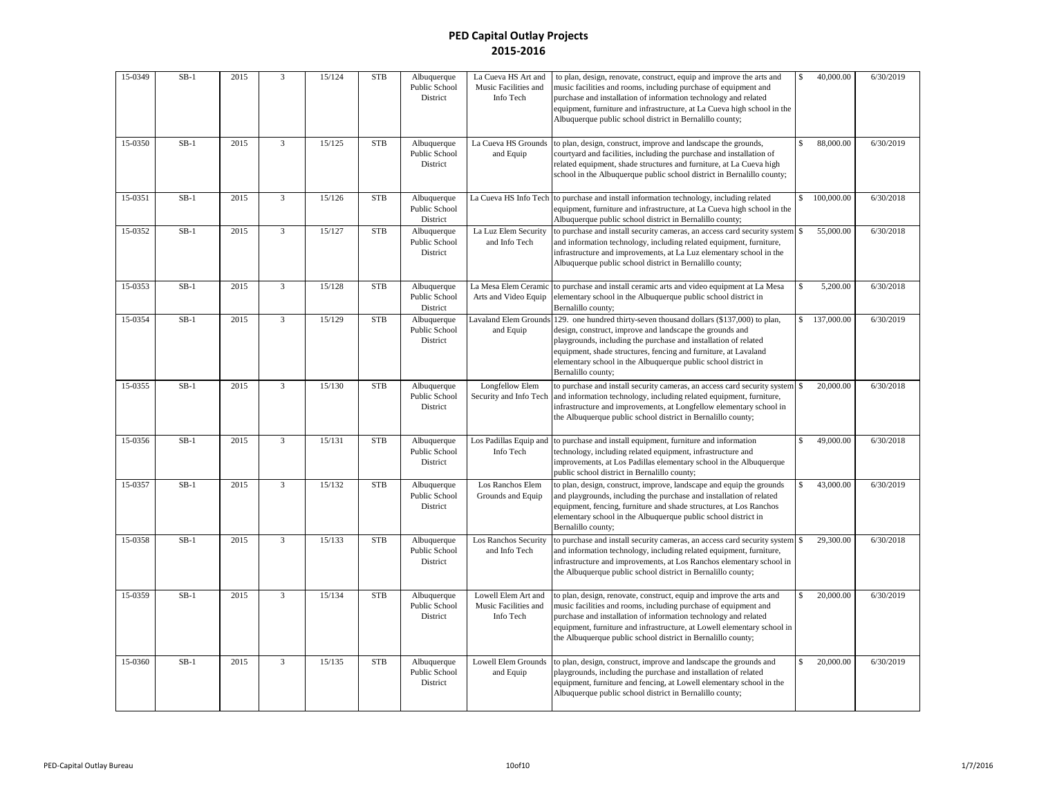# PED Capital Outlay Projects
## 2015-2016

| | | | | | | | | | | |
|---|---|---|---|---|---|---|---|---|---|---|
| 15-0349 | SB-1 | 2015 | 3 | 15/124 | STB | Albuquerque Public School District | La Cueva HS Art and Music Facilities and Info Tech | to plan, design, renovate, construct, equip and improve the arts and music facilities and rooms, including purchase of equipment and purchase and installation of information technology and related equipment, furniture and infrastructure, at La Cueva high school in the Albuquerque public school district in Bernalillo county; | $ 40,000.00 | 6/30/2019 |
| 15-0350 | SB-1 | 2015 | 3 | 15/125 | STB | Albuquerque Public School District | La Cueva HS Grounds and Equip | to plan, design, construct, improve and landscape the grounds, courtyard and facilities, including the purchase and installation of related equipment, shade structures and furniture, at La Cueva high school in the Albuquerque public school district in Bernalillo county; | $ 88,000.00 | 6/30/2019 |
| 15-0351 | SB-1 | 2015 | 3 | 15/126 | STB | Albuquerque Public School District | La Cueva HS Info Tech | to purchase and install information technology, including related equipment, furniture and infrastructure, at La Cueva high school in the Albuquerque public school district in Bernalillo county; | $ 100,000.00 | 6/30/2018 |
| 15-0352 | SB-1 | 2015 | 3 | 15/127 | STB | Albuquerque Public School District | La Luz Elem Security and Info Tech | to purchase and install security cameras, an access card security system and information technology, including related equipment, furniture, infrastructure and improvements, at La Luz elementary school in the Albuquerque public school district in Bernalillo county; | $ 55,000.00 | 6/30/2018 |
| 15-0353 | SB-1 | 2015 | 3 | 15/128 | STB | Albuquerque Public School District | La Mesa Elem Ceramic Arts and Video Equip | to purchase and install ceramic arts and video equipment at La Mesa elementary school in the Albuquerque public school district in Bernalillo county; | $ 5,200.00 | 6/30/2018 |
| 15-0354 | SB-1 | 2015 | 3 | 15/129 | STB | Albuquerque Public School District | Lavaland Elem Grounds and Equip | 129. one hundred thirty-seven thousand dollars ($137,000) to plan, design, construct, improve and landscape the grounds and playgrounds, including the purchase and installation of related equipment, shade structures, fencing and furniture, at Lavaland elementary school in the Albuquerque public school district in Bernalillo county; | $ 137,000.00 | 6/30/2019 |
| 15-0355 | SB-1 | 2015 | 3 | 15/130 | STB | Albuquerque Public School District | Longfellow Elem Security and Info Tech | to purchase and install security cameras, an access card security system and information technology, including related equipment, furniture, infrastructure and improvements, at Longfellow elementary school in the Albuquerque public school district in Bernalillo county; | $ 20,000.00 | 6/30/2018 |
| 15-0356 | SB-1 | 2015 | 3 | 15/131 | STB | Albuquerque Public School District | Los Padillas Equip and Info Tech | to purchase and install equipment, furniture and information technology, including related equipment, infrastructure and improvements, at Los Padillas elementary school in the Albuquerque public school district in Bernalillo county; | $ 49,000.00 | 6/30/2018 |
| 15-0357 | SB-1 | 2015 | 3 | 15/132 | STB | Albuquerque Public School District | Los Ranchos Elem Grounds and Equip | to plan, design, construct, improve, landscape and equip the grounds and playgrounds, including the purchase and installation of related equipment, fencing, furniture and shade structures, at Los Ranchos elementary school in the Albuquerque public school district in Bernalillo county; | $ 43,000.00 | 6/30/2019 |
| 15-0358 | SB-1 | 2015 | 3 | 15/133 | STB | Albuquerque Public School District | Los Ranchos Security and Info Tech | to purchase and install security cameras, an access card security system and information technology, including related equipment, furniture, infrastructure and improvements, at Los Ranchos elementary school in the Albuquerque public school district in Bernalillo county; | $ 29,300.00 | 6/30/2018 |
| 15-0359 | SB-1 | 2015 | 3 | 15/134 | STB | Albuquerque Public School District | Lowell Elem Art and Music Facilities and Info Tech | to plan, design, renovate, construct, equip and improve the arts and music facilities and rooms, including purchase of equipment and purchase and installation of information technology and related equipment, furniture and infrastructure, at Lowell elementary school in the Albuquerque public school district in Bernalillo county; | $ 20,000.00 | 6/30/2019 |
| 15-0360 | SB-1 | 2015 | 3 | 15/135 | STB | Albuquerque Public School District | Lowell Elem Grounds and Equip | to plan, design, construct, improve and landscape the grounds and playgrounds, including the purchase and installation of related equipment, furniture and fencing, at Lowell elementary school in the Albuquerque public school district in Bernalillo county; | $ 20,000.00 | 6/30/2019 |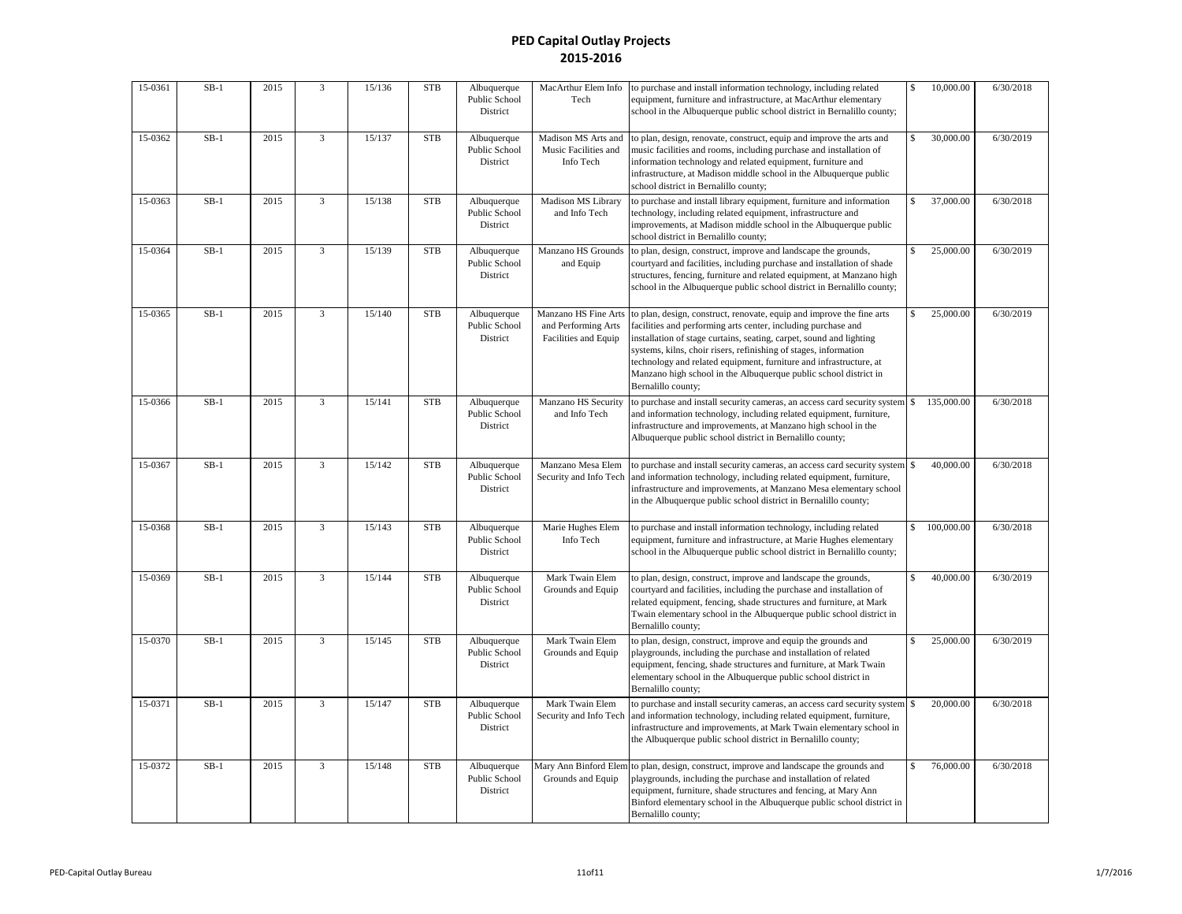# PED Capital Outlay Projects
## 2015-2016

| | | | | | | | | | | |
|---|---|---|---|---|---|---|---|---|---|---|
| 15-0361 | SB-1 | 2015 | 3 | 15/136 | STB | Albuquerque Public School District | MacArthur Elem Info Tech | to purchase and install information technology, including related equipment, furniture and infrastructure, at MacArthur elementary school in the Albuquerque public school district in Bernalillo county; | $ 10,000.00 | 6/30/2018 |
| 15-0362 | SB-1 | 2015 | 3 | 15/137 | STB | Albuquerque Public School District | Madison MS Arts and Music Facilities and Info Tech | to plan, design, renovate, construct, equip and improve the arts and music facilities and rooms, including purchase and installation of information technology and related equipment, furniture and infrastructure, at Madison middle school in the Albuquerque public school district in Bernalillo county; | $ 30,000.00 | 6/30/2019 |
| 15-0363 | SB-1 | 2015 | 3 | 15/138 | STB | Albuquerque Public School District | Madison MS Library and Info Tech | to purchase and install library equipment, furniture and information technology, including related equipment, infrastructure and improvements, at Madison middle school in the Albuquerque public school district in Bernalillo county; | $ 37,000.00 | 6/30/2018 |
| 15-0364 | SB-1 | 2015 | 3 | 15/139 | STB | Albuquerque Public School District | Manzano HS Grounds and Equip | to plan, design, construct, improve and landscape the grounds, courtyard and facilities, including purchase and installation of shade structures, fencing, furniture and related equipment, at Manzano high school in the Albuquerque public school district in Bernalillo county; | $ 25,000.00 | 6/30/2019 |
| 15-0365 | SB-1 | 2015 | 3 | 15/140 | STB | Albuquerque Public School District | Manzano HS Fine Arts and Performing Arts Facilities and Equip | to plan, design, construct, renovate, equip and improve the fine arts facilities and performing arts center, including purchase and installation of stage curtains, seating, carpet, sound and lighting systems, kilns, choir risers, refinishing of stages, information technology and related equipment, furniture and infrastructure, at Manzano high school in the Albuquerque public school district in Bernalillo county; | $ 25,000.00 | 6/30/2019 |
| 15-0366 | SB-1 | 2015 | 3 | 15/141 | STB | Albuquerque Public School District | Manzano HS Security and Info Tech | to purchase and install security cameras, an access card security system and information technology, including related equipment, furniture, infrastructure and improvements, at Manzano high school in the Albuquerque public school district in Bernalillo county; | $ 135,000.00 | 6/30/2018 |
| 15-0367 | SB-1 | 2015 | 3 | 15/142 | STB | Albuquerque Public School District | Manzano Mesa Elem Security and Info Tech | to purchase and install security cameras, an access card security system and information technology, including related equipment, furniture, infrastructure and improvements, at Manzano Mesa elementary school in the Albuquerque public school district in Bernalillo county; | $ 40,000.00 | 6/30/2018 |
| 15-0368 | SB-1 | 2015 | 3 | 15/143 | STB | Albuquerque Public School District | Marie Hughes Elem Info Tech | to purchase and install information technology, including related equipment, furniture and infrastructure, at Marie Hughes elementary school in the Albuquerque public school district in Bernalillo county; | $ 100,000.00 | 6/30/2018 |
| 15-0369 | SB-1 | 2015 | 3 | 15/144 | STB | Albuquerque Public School District | Mark Twain Elem Grounds and Equip | to plan, design, construct, improve and landscape the grounds, courtyard and facilities, including the purchase and installation of related equipment, fencing, shade structures and furniture, at Mark Twain elementary school in the Albuquerque public school district in Bernalillo county; | $ 40,000.00 | 6/30/2019 |
| 15-0370 | SB-1 | 2015 | 3 | 15/145 | STB | Albuquerque Public School District | Mark Twain Elem Grounds and Equip | to plan, design, construct, improve and equip the grounds and playgrounds, including the purchase and installation of related equipment, fencing, shade structures and furniture, at Mark Twain elementary school in the Albuquerque public school district in Bernalillo county; | $ 25,000.00 | 6/30/2019 |
| 15-0371 | SB-1 | 2015 | 3 | 15/147 | STB | Albuquerque Public School District | Mark Twain Elem Security and Info Tech | to purchase and install security cameras, an access card security system and information technology, including related equipment, furniture, infrastructure and improvements, at Mark Twain elementary school in the Albuquerque public school district in Bernalillo county; | $ 20,000.00 | 6/30/2018 |
| 15-0372 | SB-1 | 2015 | 3 | 15/148 | STB | Albuquerque Public School District | Mary Ann Binford Elem Grounds and Equip | to plan, design, construct, improve and landscape the grounds and playgrounds, including the purchase and installation of related equipment, furniture, shade structures and fencing, at Mary Ann Binford elementary school in the Albuquerque public school district in Bernalillo county; | $ 76,000.00 | 6/30/2018 |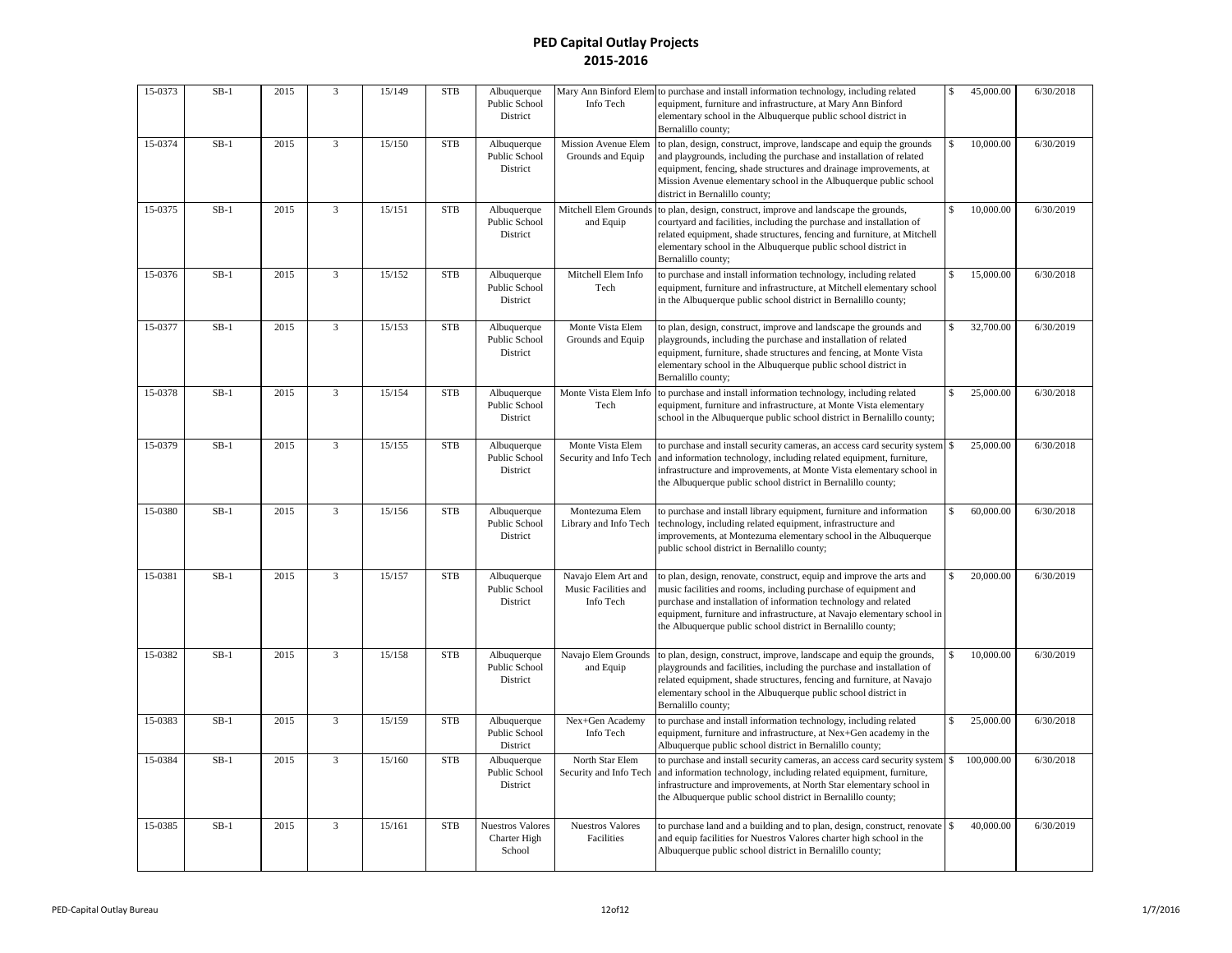# PED Capital Outlay Projects
## 2015-2016

| | | | | | | | | | | |
|---|---|---|---|---|---|---|---|---|---|---|
| 15-0373 | SB-1 | 2015 | 3 | 15/149 | STB | Albuquerque Public School District | Mary Ann Binford Elem Info Tech | to purchase and install information technology, including related equipment, furniture and infrastructure, at Mary Ann Binford elementary school in the Albuquerque public school district in Bernalillo county; | $ 45,000.00 | 6/30/2018 |
| 15-0374 | SB-1 | 2015 | 3 | 15/150 | STB | Albuquerque Public School District | Mission Avenue Elem Grounds and Equip | to plan, design, construct, improve, landscape and equip the grounds and playgrounds, including the purchase and installation of related equipment, fencing, shade structures and drainage improvements, at Mission Avenue elementary school in the Albuquerque public school district in Bernalillo county; | $ 10,000.00 | 6/30/2019 |
| 15-0375 | SB-1 | 2015 | 3 | 15/151 | STB | Albuquerque Public School District | Mitchell Elem Grounds and Equip | to plan, design, construct, improve and landscape the grounds, courtyard and facilities, including the purchase and installation of related equipment, shade structures, fencing and furniture, at Mitchell elementary school in the Albuquerque public school district in Bernalillo county; | $ 10,000.00 | 6/30/2019 |
| 15-0376 | SB-1 | 2015 | 3 | 15/152 | STB | Albuquerque Public School District | Mitchell Elem Info Tech | to purchase and install information technology, including related equipment, furniture and infrastructure, at Mitchell elementary school in the Albuquerque public school district in Bernalillo county; | $ 15,000.00 | 6/30/2018 |
| 15-0377 | SB-1 | 2015 | 3 | 15/153 | STB | Albuquerque Public School District | Monte Vista Elem Grounds and Equip | to plan, design, construct, improve and landscape the grounds and playgrounds, including the purchase and installation of related equipment, furniture, shade structures and fencing, at Monte Vista elementary school in the Albuquerque public school district in Bernalillo county; | $ 32,700.00 | 6/30/2019 |
| 15-0378 | SB-1 | 2015 | 3 | 15/154 | STB | Albuquerque Public School District | Monte Vista Elem Info Tech | to purchase and install information technology, including related equipment, furniture and infrastructure, at Monte Vista elementary school in the Albuquerque public school district in Bernalillo county; | $ 25,000.00 | 6/30/2018 |
| 15-0379 | SB-1 | 2015 | 3 | 15/155 | STB | Albuquerque Public School District | Monte Vista Elem Security and Info Tech | to purchase and install security cameras, an access card security system and information technology, including related equipment, furniture, infrastructure and improvements, at Monte Vista elementary school in the Albuquerque public school district in Bernalillo county; | $ 25,000.00 | 6/30/2018 |
| 15-0380 | SB-1 | 2015 | 3 | 15/156 | STB | Albuquerque Public School District | Montezuma Elem Library and Info Tech | to purchase and install library equipment, furniture and information technology, including related equipment, infrastructure and improvements, at Montezuma elementary school in the Albuquerque public school district in Bernalillo county; | $ 60,000.00 | 6/30/2018 |
| 15-0381 | SB-1 | 2015 | 3 | 15/157 | STB | Albuquerque Public School District | Navajo Elem Art and Music Facilities and Info Tech | to plan, design, renovate, construct, equip and improve the arts and music facilities and rooms, including purchase of equipment and purchase and installation of information technology and related equipment, furniture and infrastructure, at Navajo elementary school in the Albuquerque public school district in Bernalillo county; | $ 20,000.00 | 6/30/2019 |
| 15-0382 | SB-1 | 2015 | 3 | 15/158 | STB | Albuquerque Public School District | Navajo Elem Grounds and Equip | to plan, design, construct, improve, landscape and equip the grounds, playgrounds and facilities, including the purchase and installation of related equipment, shade structures, fencing and furniture, at Navajo elementary school in the Albuquerque public school district in Bernalillo county; | $ 10,000.00 | 6/30/2019 |
| 15-0383 | SB-1 | 2015 | 3 | 15/159 | STB | Albuquerque Public School District | Nex+Gen Academy Info Tech | to purchase and install information technology, including related equipment, furniture and infrastructure, at Nex+Gen academy in the Albuquerque public school district in Bernalillo county; | $ 25,000.00 | 6/30/2018 |
| 15-0384 | SB-1 | 2015 | 3 | 15/160 | STB | Albuquerque Public School District | North Star Elem Security and Info Tech | to purchase and install security cameras, an access card security system and information technology, including related equipment, furniture, infrastructure and improvements, at North Star elementary school in the Albuquerque public school district in Bernalillo county; | $ 100,000.00 | 6/30/2018 |
| 15-0385 | SB-1 | 2015 | 3 | 15/161 | STB | Nuestros Valores Charter High School | Nuestros Valores Facilities | to purchase land and a building and to plan, design, construct, renovate and equip facilities for Nuestros Valores charter high school in the Albuquerque public school district in Bernalillo county; | $ 40,000.00 | 6/30/2019 |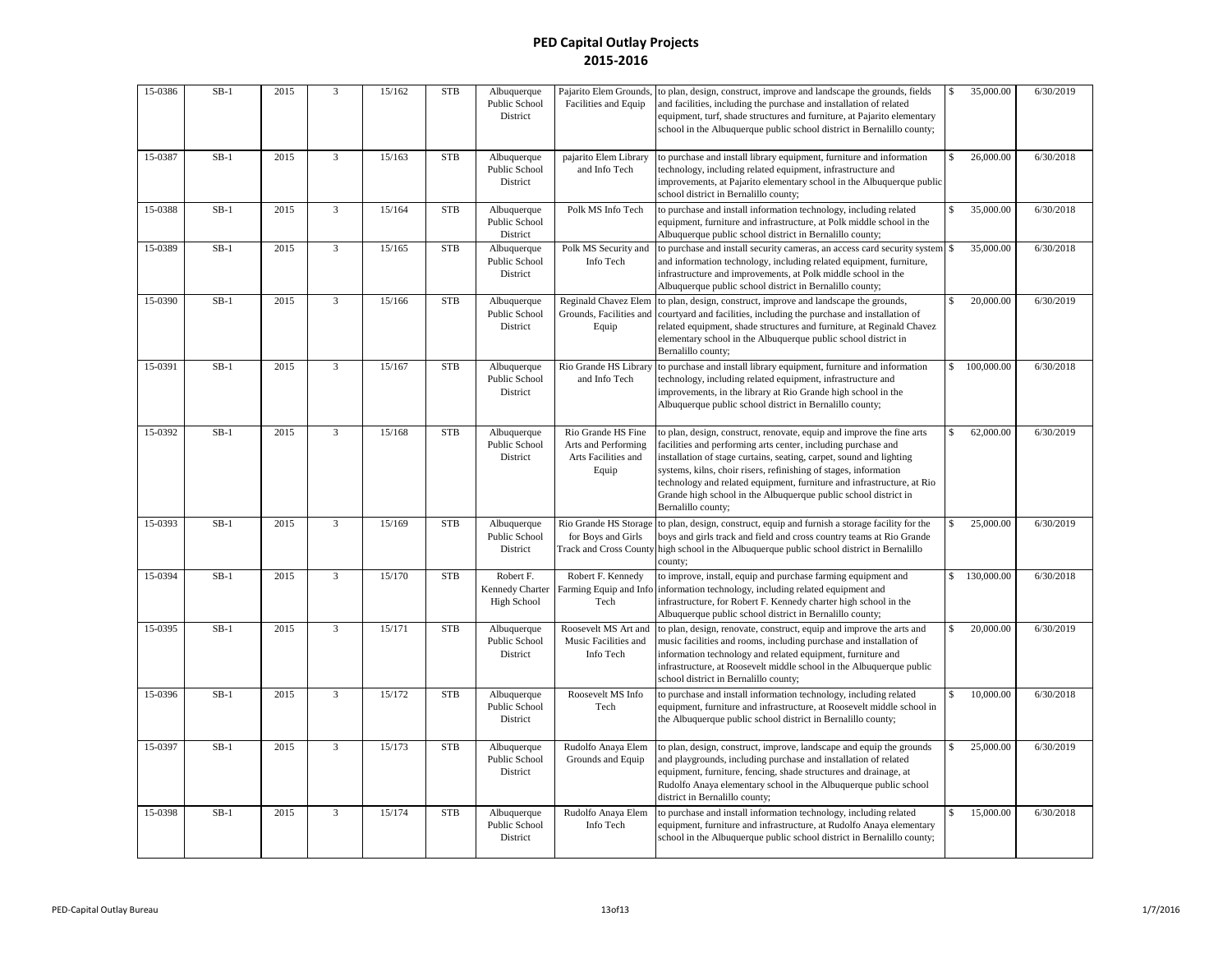# PED Capital Outlay Projects
## 2015-2016

| | | | | | | | | | | |
|---|---|---|---|---|---|---|---|---|---|---|
| 15-0386 | SB-1 | 2015 | 3 | 15/162 | STB | Albuquerque Public School District | Pajarito Elem Grounds, Facilities and Equip | to plan, design, construct, improve and landscape the grounds, fields and facilities, including the purchase and installation of related equipment, turf, shade structures and furniture, at Pajarito elementary school in the Albuquerque public school district in Bernalillo county; | $ 35,000.00 | 6/30/2019 |
| 15-0387 | SB-1 | 2015 | 3 | 15/163 | STB | Albuquerque Public School District | pajarito Elem Library and Info Tech | to purchase and install library equipment, furniture and information technology, including related equipment, infrastructure and improvements, at Pajarito elementary school in the Albuquerque public school district in Bernalillo county; | $ 26,000.00 | 6/30/2018 |
| 15-0388 | SB-1 | 2015 | 3 | 15/164 | STB | Albuquerque Public School District | Polk MS Info Tech | to purchase and install information technology, including related equipment, furniture and infrastructure, at Polk middle school in the Albuquerque public school district in Bernalillo county; | $ 35,000.00 | 6/30/2018 |
| 15-0389 | SB-1 | 2015 | 3 | 15/165 | STB | Albuquerque Public School District | Polk MS Security and Info Tech | to purchase and install security cameras, an access card security system and information technology, including related equipment, furniture, infrastructure and improvements, at Polk middle school in the Albuquerque public school district in Bernalillo county; | $ 35,000.00 | 6/30/2018 |
| 15-0390 | SB-1 | 2015 | 3 | 15/166 | STB | Albuquerque Public School District | Reginald Chavez Elem Grounds, Facilities and Equip | to plan, design, construct, improve and landscape the grounds, courtyard and facilities, including the purchase and installation of related equipment, shade structures and furniture, at Reginald Chavez elementary school in the Albuquerque public school district in Bernalillo county; | $ 20,000.00 | 6/30/2019 |
| 15-0391 | SB-1 | 2015 | 3 | 15/167 | STB | Albuquerque Public School District | Rio Grande HS Library and Info Tech | to purchase and install library equipment, furniture and information technology, including related equipment, infrastructure and improvements, in the library at Rio Grande high school in the Albuquerque public school district in Bernalillo county; | $ 100,000.00 | 6/30/2018 |
| 15-0392 | SB-1 | 2015 | 3 | 15/168 | STB | Albuquerque Public School District | Rio Grande HS Fine Arts and Performing Arts Facilities and Equip | to plan, design, construct, renovate, equip and improve the fine arts facilities and performing arts center, including purchase and installation of stage curtains, seating, carpet, sound and lighting systems, kilns, choir risers, refinishing of stages, information technology and related equipment, furniture and infrastructure, at Rio Grande high school in the Albuquerque public school district in Bernalillo county; | $ 62,000.00 | 6/30/2019 |
| 15-0393 | SB-1 | 2015 | 3 | 15/169 | STB | Albuquerque Public School District | Rio Grande HS Storage for Boys and Girls Track and Cross County | to plan, design, construct, equip and furnish a storage facility for the boys and girls track and field and cross country teams at Rio Grande high school in the Albuquerque public school district in Bernalillo county; | $ 25,000.00 | 6/30/2019 |
| 15-0394 | SB-1 | 2015 | 3 | 15/170 | STB | Robert F. Kennedy Charter High School | Robert F. Kennedy Farming Equip and Info Tech | to improve, install, equip and purchase farming equipment and information technology, including related equipment and infrastructure, for Robert F. Kennedy charter high school in the Albuquerque public school district in Bernalillo county; | $ 130,000.00 | 6/30/2018 |
| 15-0395 | SB-1 | 2015 | 3 | 15/171 | STB | Albuquerque Public School District | Roosevelt MS Art and Music Facilities and Info Tech | to plan, design, renovate, construct, equip and improve the arts and music facilities and rooms, including purchase and installation of information technology and related equipment, furniture and infrastructure, at Roosevelt middle school in the Albuquerque public school district in Bernalillo county; | $ 20,000.00 | 6/30/2019 |
| 15-0396 | SB-1 | 2015 | 3 | 15/172 | STB | Albuquerque Public School District | Roosevelt MS Info Tech | to purchase and install information technology, including related equipment, furniture and infrastructure, at Roosevelt middle school in the Albuquerque public school district in Bernalillo county; | $ 10,000.00 | 6/30/2018 |
| 15-0397 | SB-1 | 2015 | 3 | 15/173 | STB | Albuquerque Public School District | Rudolfo Anaya Elem Grounds and Equip | to plan, design, construct, improve, landscape and equip the grounds and playgrounds, including purchase and installation of related equipment, furniture, fencing, shade structures and drainage, at Rudolfo Anaya elementary school in the Albuquerque public school district in Bernalillo county; | $ 25,000.00 | 6/30/2019 |
| 15-0398 | SB-1 | 2015 | 3 | 15/174 | STB | Albuquerque Public School District | Rudolfo Anaya Elem Info Tech | to purchase and install information technology, including related equipment, furniture and infrastructure, at Rudolfo Anaya elementary school in the Albuquerque public school district in Bernalillo county; | $ 15,000.00 | 6/30/2018 |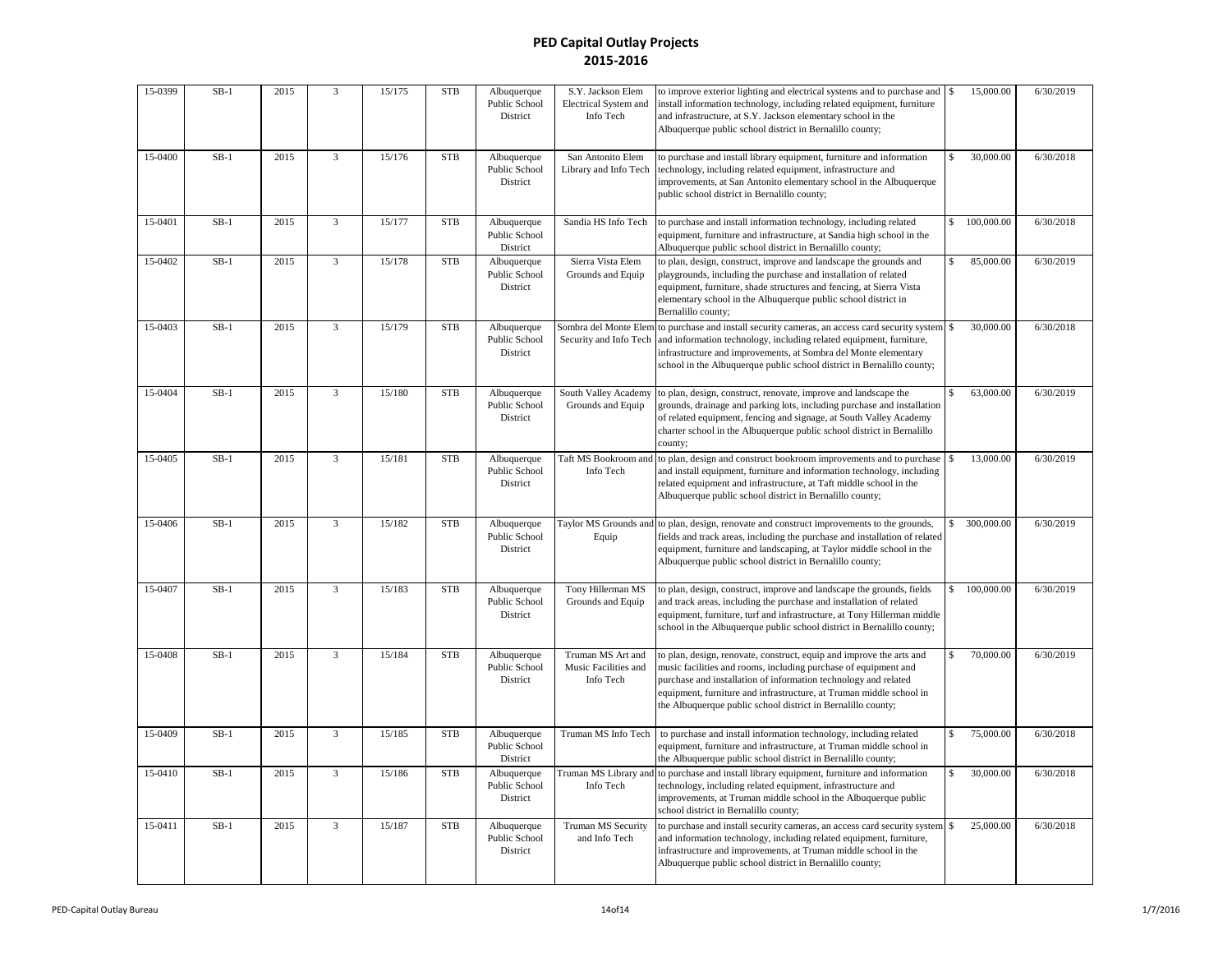# PED Capital Outlay Projects
## 2015-2016

| | | | | | | | | | | |
|---|---|---|---|---|---|---|---|---|---|---|
| 15-0399 | SB-1 | 2015 | 3 | 15/175 | STB | Albuquerque Public School District | S.Y. Jackson Elem Electrical System and Info Tech | to improve exterior lighting and electrical systems and to purchase and install information technology, including related equipment, furniture and infrastructure, at S.Y. Jackson elementary school in the Albuquerque public school district in Bernalillo county; | $ 15,000.00 | 6/30/2019 |
| 15-0400 | SB-1 | 2015 | 3 | 15/176 | STB | Albuquerque Public School District | San Antonito Elem Library and Info Tech | to purchase and install library equipment, furniture and information technology, including related equipment, infrastructure and improvements, at San Antonito elementary school in the Albuquerque public school district in Bernalillo county; | $ 30,000.00 | 6/30/2018 |
| 15-0401 | SB-1 | 2015 | 3 | 15/177 | STB | Albuquerque Public School District | Sandia HS Info Tech | to purchase and install information technology, including related equipment, furniture and infrastructure, at Sandia high school in the Albuquerque public school district in Bernalillo county; | $ 100,000.00 | 6/30/2018 |
| 15-0402 | SB-1 | 2015 | 3 | 15/178 | STB | Albuquerque Public School District | Sierra Vista Elem Grounds and Equip | to plan, design, construct, improve and landscape the grounds and playgrounds, including the purchase and installation of related equipment, furniture, shade structures and fencing, at Sierra Vista elementary school in the Albuquerque public school district in Bernalillo county; | $ 85,000.00 | 6/30/2019 |
| 15-0403 | SB-1 | 2015 | 3 | 15/179 | STB | Albuquerque Public School District | Sombra del Monte Elem Security and Info Tech | to purchase and install security cameras, an access card security system and information technology, including related equipment, furniture, infrastructure and improvements, at Sombra del Monte elementary school in the Albuquerque public school district in Bernalillo county; | $ 30,000.00 | 6/30/2018 |
| 15-0404 | SB-1 | 2015 | 3 | 15/180 | STB | Albuquerque Public School District | South Valley Academy Grounds and Equip | to plan, design, construct, renovate, improve and landscape the grounds, drainage and parking lots, including purchase and installation of related equipment, fencing and signage, at South Valley Academy charter school in the Albuquerque public school district in Bernalillo county; | $ 63,000.00 | 6/30/2019 |
| 15-0405 | SB-1 | 2015 | 3 | 15/181 | STB | Albuquerque Public School District | Taft MS Bookroom and Info Tech | to plan, design and construct bookroom improvements and to purchase and install equipment, furniture and information technology, including related equipment and infrastructure, at Taft middle school in the Albuquerque public school district in Bernalillo county; | $ 13,000.00 | 6/30/2019 |
| 15-0406 | SB-1 | 2015 | 3 | 15/182 | STB | Albuquerque Public School District | Taylor MS Grounds and Equip | to plan, design, renovate and construct improvements to the grounds, fields and track areas, including the purchase and installation of related equipment, furniture and landscaping, at Taylor middle school in the Albuquerque public school district in Bernalillo county; | $ 300,000.00 | 6/30/2019 |
| 15-0407 | SB-1 | 2015 | 3 | 15/183 | STB | Albuquerque Public School District | Tony Hillerman MS Grounds and Equip | to plan, design, construct, improve and landscape the grounds, fields and track areas, including the purchase and installation of related equipment, furniture, turf and infrastructure, at Tony Hillerman middle school in the Albuquerque public school district in Bernalillo county; | $ 100,000.00 | 6/30/2019 |
| 15-0408 | SB-1 | 2015 | 3 | 15/184 | STB | Albuquerque Public School District | Truman MS Art and Music Facilities and Info Tech | to plan, design, renovate, construct, equip and improve the arts and music facilities and rooms, including purchase of equipment and purchase and installation of information technology and related equipment, furniture and infrastructure, at Truman middle school in the Albuquerque public school district in Bernalillo county; | $ 70,000.00 | 6/30/2019 |
| 15-0409 | SB-1 | 2015 | 3 | 15/185 | STB | Albuquerque Public School District | Truman MS Info Tech | to purchase and install information technology, including related equipment, furniture and infrastructure, at Truman middle school in the Albuquerque public school district in Bernalillo county; | $ 75,000.00 | 6/30/2018 |
| 15-0410 | SB-1 | 2015 | 3 | 15/186 | STB | Albuquerque Public School District | Truman MS Library and Info Tech | to purchase and install library equipment, furniture and information technology, including related equipment, infrastructure and improvements, at Truman middle school in the Albuquerque public school district in Bernalillo county; | $ 30,000.00 | 6/30/2018 |
| 15-0411 | SB-1 | 2015 | 3 | 15/187 | STB | Albuquerque Public School District | Truman MS Security and Info Tech | to purchase and install security cameras, an access card security system and information technology, including related equipment, furniture, infrastructure and improvements, at Truman middle school in the Albuquerque public school district in Bernalillo county; | $ 25,000.00 | 6/30/2018 |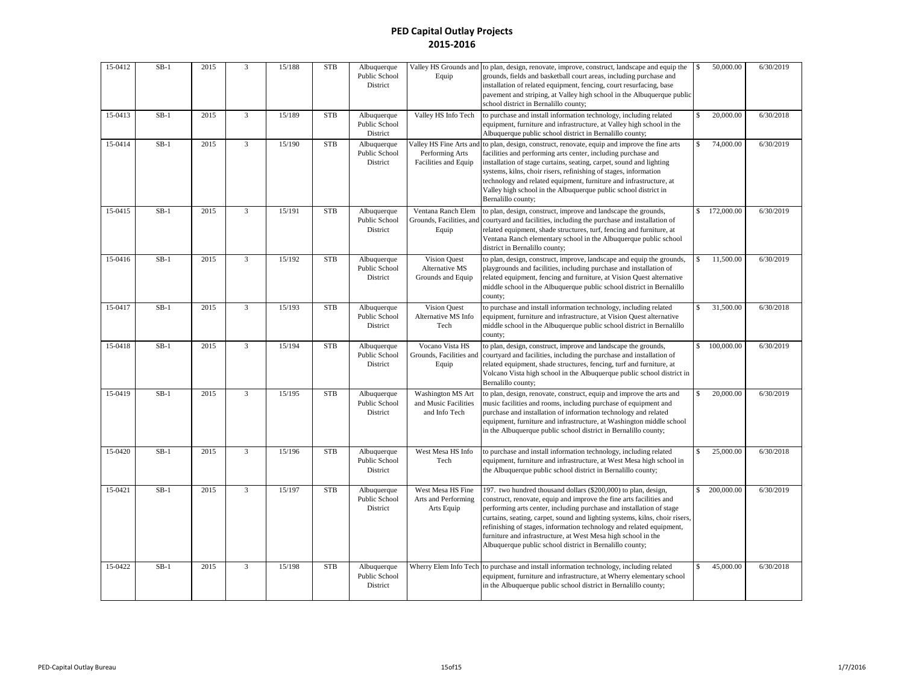# PED Capital Outlay Projects
## 2015-2016

| | | | | | | | | | | |
|---|---|---|---|---|---|---|---|---|---|---|
| 15-0412 | SB-1 | 2015 | 3 | 15/188 | STB | Albuquerque Public School District | Valley HS Grounds and Equip | to plan, design, renovate, improve, construct, landscape and equip the grounds, fields and basketball court areas, including purchase and installation of related equipment, fencing, court resurfacing, base pavement and striping, at Valley high school in the Albuquerque public school district in Bernalillo county; | $ 50,000.00 | 6/30/2019 |
| 15-0413 | SB-1 | 2015 | 3 | 15/189 | STB | Albuquerque Public School District | Valley HS Info Tech | to purchase and install information technology, including related equipment, furniture and infrastructure, at Valley high school in the Albuquerque public school district in Bernalillo county; | $ 20,000.00 | 6/30/2018 |
| 15-0414 | SB-1 | 2015 | 3 | 15/190 | STB | Albuquerque Public School District | Valley HS Fine Arts and Performing Arts Facilities and Equip | to plan, design, construct, renovate, equip and improve the fine arts facilities and performing arts center, including purchase and installation of stage curtains, seating, carpet, sound and lighting systems, kilns, choir risers, refinishing of stages, information technology and related equipment, furniture and infrastructure, at Valley high school in the Albuquerque public school district in Bernalillo county; | $ 74,000.00 | 6/30/2019 |
| 15-0415 | SB-1 | 2015 | 3 | 15/191 | STB | Albuquerque Public School District | Ventana Ranch Elem Grounds, Facilities, and Equip | to plan, design, construct, improve and landscape the grounds, courtyard and facilities, including the purchase and installation of related equipment, shade structures, turf, fencing and furniture, at Ventana Ranch elementary school in the Albuquerque public school district in Bernalillo county; | $ 172,000.00 | 6/30/2019 |
| 15-0416 | SB-1 | 2015 | 3 | 15/192 | STB | Albuquerque Public School District | Vision Quest Alternative MS Grounds and Equip | to plan, design, construct, improve, landscape and equip the grounds, playgrounds and facilities, including purchase and installation of related equipment, fencing and furniture, at Vision Quest alternative middle school in the Albuquerque public school district in Bernalillo county; | $ 11,500.00 | 6/30/2019 |
| 15-0417 | SB-1 | 2015 | 3 | 15/193 | STB | Albuquerque Public School District | Vision Quest Alternative MS Info Tech | to purchase and install information technology, including related equipment, furniture and infrastructure, at Vision Quest alternative middle school in the Albuquerque public school district in Bernalillo county; | $ 31,500.00 | 6/30/2018 |
| 15-0418 | SB-1 | 2015 | 3 | 15/194 | STB | Albuquerque Public School District | Vocano Vista HS Grounds, Facilities and Equip | to plan, design, construct, improve and landscape the grounds, courtyard and facilities, including the purchase and installation of related equipment, shade structures, fencing, turf and furniture, at Volcano Vista high school in the Albuquerque public school district in Bernalillo county; | $ 100,000.00 | 6/30/2019 |
| 15-0419 | SB-1 | 2015 | 3 | 15/195 | STB | Albuquerque Public School District | Washington MS Art and Music Facilities and Info Tech | to plan, design, renovate, construct, equip and improve the arts and music facilities and rooms, including purchase of equipment and purchase and installation of information technology and related equipment, furniture and infrastructure, at Washington middle school in the Albuquerque public school district in Bernalillo county; | $ 20,000.00 | 6/30/2019 |
| 15-0420 | SB-1 | 2015 | 3 | 15/196 | STB | Albuquerque Public School District | West Mesa HS Info Tech | to purchase and install information technology, including related equipment, furniture and infrastructure, at West Mesa high school in the Albuquerque public school district in Bernalillo county; | $ 25,000.00 | 6/30/2018 |
| 15-0421 | SB-1 | 2015 | 3 | 15/197 | STB | Albuquerque Public School District | West Mesa HS Fine Arts and Performing Arts Equip | 197. two hundred thousand dollars ($200,000) to plan, design, construct, renovate, equip and improve the fine arts facilities and performing arts center, including purchase and installation of stage curtains, seating, carpet, sound and lighting systems, kilns, choir risers, refinishing of stages, information technology and related equipment, furniture and infrastructure, at West Mesa high school in the Albuquerque public school district in Bernalillo county; | $ 200,000.00 | 6/30/2019 |
| 15-0422 | SB-1 | 2015 | 3 | 15/198 | STB | Albuquerque Public School District | Wherry Elem Info Tech | to purchase and install information technology, including related equipment, furniture and infrastructure, at Wherry elementary school in the Albuquerque public school district in Bernalillo county; | $ 45,000.00 | 6/30/2018 |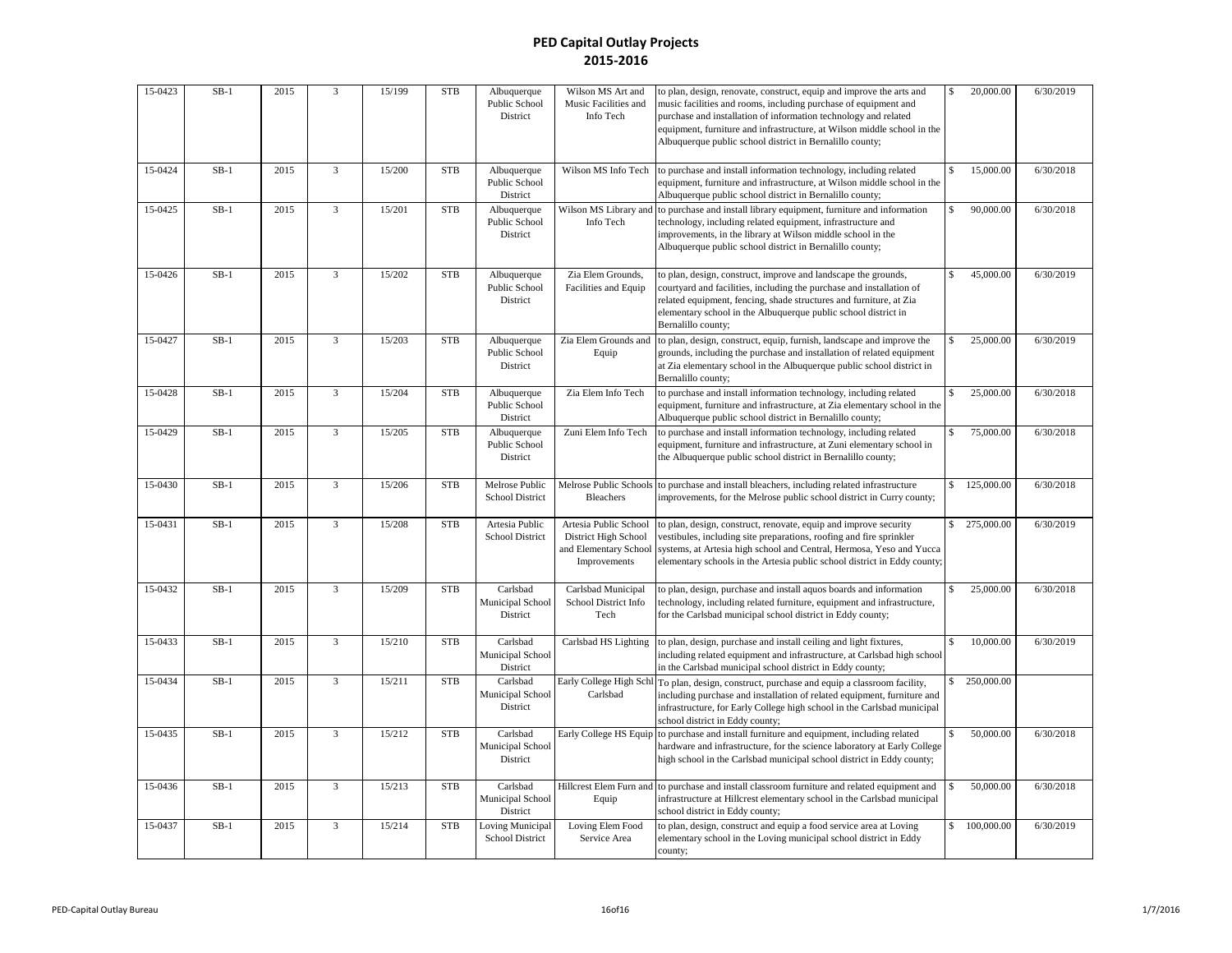# PED Capital Outlay Projects
## 2015-2016

| | | | | | | | | | | |
|---|---|---|---|---|---|---|---|---|---|---|
| 15-0423 | SB-1 | 2015 | 3 | 15/199 | STB | Albuquerque Public School District | Wilson MS Art and Music Facilities and Info Tech | to plan, design, renovate, construct, equip and improve the arts and music facilities and rooms, including purchase of equipment and purchase and installation of information technology and related equipment, furniture and infrastructure, at Wilson middle school in the Albuquerque public school district in Bernalillo county; | $ 20,000.00 | 6/30/2019 |
| 15-0424 | SB-1 | 2015 | 3 | 15/200 | STB | Albuquerque Public School District | Wilson MS Info Tech | to purchase and install information technology, including related equipment, furniture and infrastructure, at Wilson middle school in the Albuquerque public school district in Bernalillo county; | $ 15,000.00 | 6/30/2018 |
| 15-0425 | SB-1 | 2015 | 3 | 15/201 | STB | Albuquerque Public School District | Wilson MS Library and Info Tech | to purchase and install library equipment, furniture and information technology, including related equipment, infrastructure and improvements, in the library at Wilson middle school in the Albuquerque public school district in Bernalillo county; | $ 90,000.00 | 6/30/2018 |
| 15-0426 | SB-1 | 2015 | 3 | 15/202 | STB | Albuquerque Public School District | Zia Elem Grounds, Facilities and Equip | to plan, design, construct, improve and landscape the grounds, courtyard and facilities, including the purchase and installation of related equipment, fencing, shade structures and furniture, at Zia elementary school in the Albuquerque public school district in Bernalillo county; | $ 45,000.00 | 6/30/2019 |
| 15-0427 | SB-1 | 2015 | 3 | 15/203 | STB | Albuquerque Public School District | Zia Elem Grounds and Equip | to plan, design, construct, equip, furnish, landscape and improve the grounds, including the purchase and installation of related equipment at Zia elementary school in the Albuquerque public school district in Bernalillo county; | $ 25,000.00 | 6/30/2019 |
| 15-0428 | SB-1 | 2015 | 3 | 15/204 | STB | Albuquerque Public School District | Zia Elem Info Tech | to purchase and install information technology, including related equipment, furniture and infrastructure, at Zia elementary school in the Albuquerque public school district in Bernalillo county; | $ 25,000.00 | 6/30/2018 |
| 15-0429 | SB-1 | 2015 | 3 | 15/205 | STB | Albuquerque Public School District | Zuni Elem Info Tech | to purchase and install information technology, including related equipment, furniture and infrastructure, at Zuni elementary school in the Albuquerque public school district in Bernalillo county; | $ 75,000.00 | 6/30/2018 |
| 15-0430 | SB-1 | 2015 | 3 | 15/206 | STB | Melrose Public School District | Melrose Public Schools Bleachers | to purchase and install bleachers, including related infrastructure improvements, for the Melrose public school district in Curry county; | $ 125,000.00 | 6/30/2018 |
| 15-0431 | SB-1 | 2015 | 3 | 15/208 | STB | Artesia Public School District | Artesia Public School District High School and Elementary School Improvements | to plan, design, construct, renovate, equip and improve security vestibules, including site preparations, roofing and fire sprinkler systems, at Artesia high school and Central, Hermosa, Yeso and Yucca elementary schools in the Artesia public school district in Eddy county; | $ 275,000.00 | 6/30/2019 |
| 15-0432 | SB-1 | 2015 | 3 | 15/209 | STB | Carlsbad Municipal School District | Carlsbad Municipal School District Info Tech | to plan, design, purchase and install aquos boards and information technology, including related furniture, equipment and infrastructure, for the Carlsbad municipal school district in Eddy county; | $ 25,000.00 | 6/30/2018 |
| 15-0433 | SB-1 | 2015 | 3 | 15/210 | STB | Carlsbad Municipal School District | Carlsbad HS Lighting | to plan, design, purchase and install ceiling and light fixtures, including related equipment and infrastructure, at Carlsbad high school in the Carlsbad municipal school district in Eddy county; | $ 10,000.00 | 6/30/2019 |
| 15-0434 | SB-1 | 2015 | 3 | 15/211 | STB | Carlsbad Municipal School District | Early College High Schl Carlsbad | To plan, design, construct, purchase and equip a classroom facility, including purchase and installation of related equipment, furniture and infrastructure, for Early College high school in the Carlsbad municipal school district in Eddy county; | $ 250,000.00 | |
| 15-0435 | SB-1 | 2015 | 3 | 15/212 | STB | Carlsbad Municipal School District | Early College HS Equip | to purchase and install furniture and equipment, including related hardware and infrastructure, for the science laboratory at Early College high school in the Carlsbad municipal school district in Eddy county; | $ 50,000.00 | 6/30/2018 |
| 15-0436 | SB-1 | 2015 | 3 | 15/213 | STB | Carlsbad Municipal School District | Hillcrest Elem Furn and Equip | to purchase and install classroom furniture and related equipment and infrastructure at Hillcrest elementary school in the Carlsbad municipal school district in Eddy county; | $ 50,000.00 | 6/30/2018 |
| 15-0437 | SB-1 | 2015 | 3 | 15/214 | STB | Loving Municipal School District | Loving Elem Food Service Area | to plan, design, construct and equip a food service area at Loving elementary school in the Loving municipal school district in Eddy county; | $ 100,000.00 | 6/30/2019 |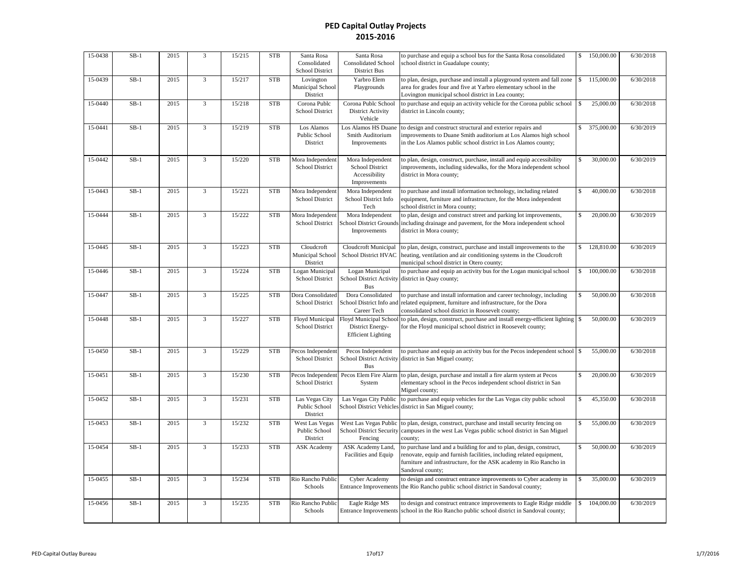## PED Capital Outlay Projects
## 2015-2016

| | | | | | | | | | | |
|---|---|---|---|---|---|---|---|---|---|---|
| 15-0438 | SB-1 | 2015 | 3 | 15/215 | STB | Santa Rosa Consolidated School District | Santa Rosa Consolidated School District Bus | to purchase and equip a school bus for the Santa Rosa consolidated school district in Guadalupe county; | $ 150,000.00 | 6/30/2018 |
| 15-0439 | SB-1 | 2015 | 3 | 15/217 | STB | Lovington Municipal School District | Yarbro Elem Playgrounds | to plan, design, purchase and install a playground system and fall zone area for grades four and five at Yarbro elementary school in the Lovington municipal school district in Lea county; | $ 115,000.00 | 6/30/2018 |
| 15-0440 | SB-1 | 2015 | 3 | 15/218 | STB | Corona Publc School District | Corona Publc School District Activity Vehicle | to purchase and equip an activity vehicle for the Corona public school district in Lincoln county; | $ 25,000.00 | 6/30/2018 |
| 15-0441 | SB-1 | 2015 | 3 | 15/219 | STB | Los Alamos Public School District | Los Alamos HS Duane Smith Auditorium Improvements | to design and construct structural and exterior repairs and improvements to Duane Smith auditorium at Los Alamos high school in the Los Alamos public school district in Los Alamos county; | $ 375,000.00 | 6/30/2019 |
| 15-0442 | SB-1 | 2015 | 3 | 15/220 | STB | Mora Independent School District | Mora Independent School District Accessibility Improvements | to plan, design, construct, purchase, install and equip accessibility improvements, including sidewalks, for the Mora independent school district in Mora county; | $ 30,000.00 | 6/30/2019 |
| 15-0443 | SB-1 | 2015 | 3 | 15/221 | STB | Mora Independent School District | Mora Independent School District Info Tech | to purchase and install information technology, including related equipment, furniture and infrastructure, for the Mora independent school district in Mora county; | $ 40,000.00 | 6/30/2018 |
| 15-0444 | SB-1 | 2015 | 3 | 15/222 | STB | Mora Independent School District | Mora Independent School District Grounds Improvements | to plan, design and construct street and parking lot improvements, including drainage and pavement, for the Mora independent school district in Mora county; | $ 20,000.00 | 6/30/2019 |
| 15-0445 | SB-1 | 2015 | 3 | 15/223 | STB | Cloudcroft Municipal School District | Cloudcroft Municipal School District HVAC | to plan, design, construct, purchase and install improvements to the heating, ventilation and air conditioning systems in the Cloudcroft municipal school district in Otero county; | $ 128,810.00 | 6/30/2019 |
| 15-0446 | SB-1 | 2015 | 3 | 15/224 | STB | Logan Municipal School District | Logan Municipal School District Activity Bus | to purchase and equip an activity bus for the Logan municipal school district in Quay county; | $ 100,000.00 | 6/30/2018 |
| 15-0447 | SB-1 | 2015 | 3 | 15/225 | STB | Dora Consolidated School District | Dora Consolidated School District Info and Career Tech | to purchase and install information and career technology, including related equipment, furniture and infrastructure, for the Dora consolidated school district in Roosevelt county; | $ 50,000.00 | 6/30/2018 |
| 15-0448 | SB-1 | 2015 | 3 | 15/227 | STB | Floyd Municipal School District | Floyd Municipal School District Energy-Efficient Lighting | to plan, design, construct, purchase and install energy-efficient lighting for the Floyd municipal school district in Roosevelt county; | $ 50,000.00 | 6/30/2019 |
| 15-0450 | SB-1 | 2015 | 3 | 15/229 | STB | Pecos Independent School District | Pecos Independent School District Activity Bus | to purchase and equip an activity bus for the Pecos independent school district in San Miguel county; | $ 55,000.00 | 6/30/2018 |
| 15-0451 | SB-1 | 2015 | 3 | 15/230 | STB | Pecos Independent School District | Pecos Elem Fire Alarm System | to plan, design, purchase and install a fire alarm system at Pecos elementary school in the Pecos independent school district in San Miguel county; | $ 20,000.00 | 6/30/2019 |
| 15-0452 | SB-1 | 2015 | 3 | 15/231 | STB | Las Vegas City Public School District | Las Vegas City Public School District Vehicles | to purchase and equip vehicles for the Las Vegas city public school district in San Miguel county; | $ 45,350.00 | 6/30/2018 |
| 15-0453 | SB-1 | 2015 | 3 | 15/232 | STB | West Las Vegas Public School District | West Las Vegas Public School District Security Fencing | to plan, design, construct, purchase and install security fencing on campuses in the west Las Vegas public school district in San Miguel county; | $ 55,000.00 | 6/30/2019 |
| 15-0454 | SB-1 | 2015 | 3 | 15/233 | STB | ASK Academy | ASK Academy Land, Facilities and Equip | to purchase land and a building for and to plan, design, construct, renovate, equip and furnish facilities, including related equipment, furniture and infrastructure, for the ASK academy in Rio Rancho in Sandoval county; | $ 50,000.00 | 6/30/2019 |
| 15-0455 | SB-1 | 2015 | 3 | 15/234 | STB | Rio Rancho Public Schools | Cyber Academy Entrance Improvements | to design and construct entrance improvements to Cyber academy in the Rio Rancho public school district in Sandoval county; | $ 35,000.00 | 6/30/2019 |
| 15-0456 | SB-1 | 2015 | 3 | 15/235 | STB | Rio Rancho Public Schools | Eagle Ridge MS Entrance Improvements | to design and construct entrance improvements to Eagle Ridge middle school in the Rio Rancho public school district in Sandoval county; | $ 104,000.00 | 6/30/2019 |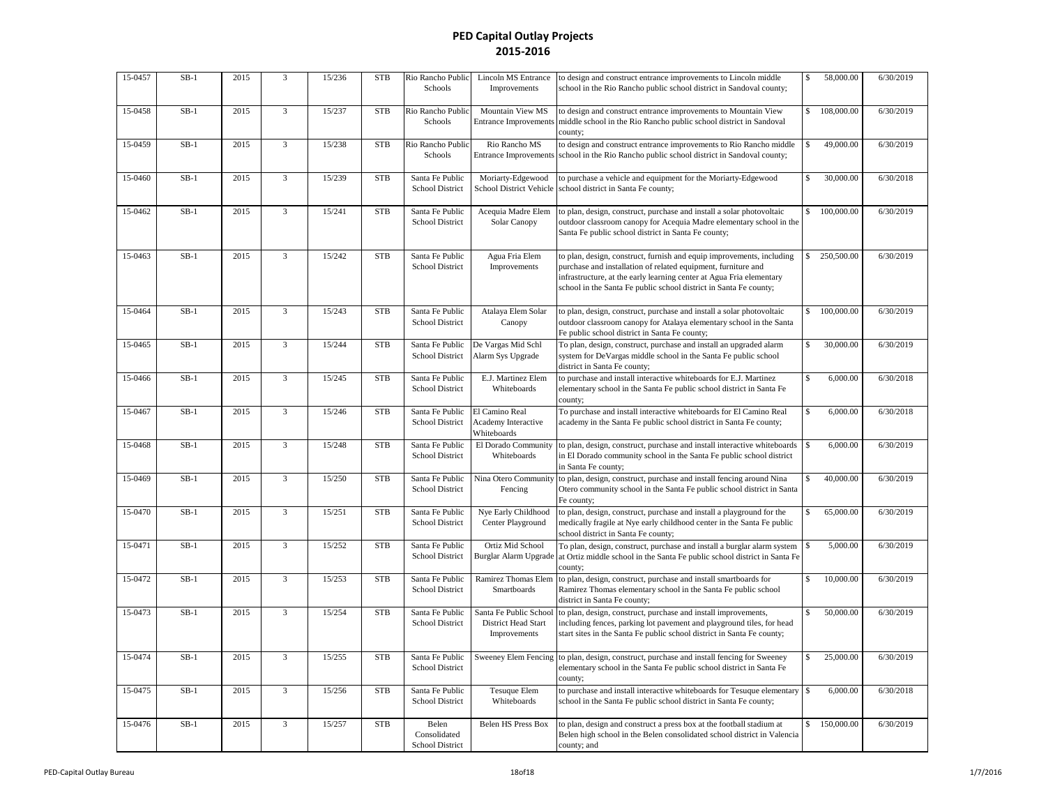# PED Capital Outlay Projects
## 2015-2016

| | | | | | | | | | | |
|---|---|---|---|---|---|---|---|---|---|---|
| 15-0457 | SB-1 | 2015 | 3 | 15/236 | STB | Rio Rancho Public Schools | Lincoln MS Entrance Improvements | to design and construct entrance improvements to Lincoln middle school in the Rio Rancho public school district in Sandoval county; | $ 58,000.00 | 6/30/2019 |
| 15-0458 | SB-1 | 2015 | 3 | 15/237 | STB | Rio Rancho Public Schools | Mountain View MS Entrance Improvements | to design and construct entrance improvements to Mountain View middle school in the Rio Rancho public school district in Sandoval county; | $ 108,000.00 | 6/30/2019 |
| 15-0459 | SB-1 | 2015 | 3 | 15/238 | STB | Rio Rancho Public Schools | Rio Rancho MS Entrance Improvements | to design and construct entrance improvements to Rio Rancho middle school in the Rio Rancho public school district in Sandoval county; | $ 49,000.00 | 6/30/2019 |
| 15-0460 | SB-1 | 2015 | 3 | 15/239 | STB | Santa Fe Public School District | Moriarty-Edgewood School District Vehicle | to purchase a vehicle and equipment for the Moriarty-Edgewood school district in Santa Fe county; | $ 30,000.00 | 6/30/2018 |
| 15-0462 | SB-1 | 2015 | 3 | 15/241 | STB | Santa Fe Public School District | Acequia Madre Elem Solar Canopy | to plan, design, construct, purchase and install a solar photovoltaic outdoor classroom canopy for Acequia Madre elementary school in the Santa Fe public school district in Santa Fe county; | $ 100,000.00 | 6/30/2019 |
| 15-0463 | SB-1 | 2015 | 3 | 15/242 | STB | Santa Fe Public School District | Agua Fria Elem Improvements | to plan, design, construct, furnish and equip improvements, including purchase and installation of related equipment, furniture and infrastructure, at the early learning center at Agua Fria elementary school in the Santa Fe public school district in Santa Fe county; | $ 250,500.00 | 6/30/2019 |
| 15-0464 | SB-1 | 2015 | 3 | 15/243 | STB | Santa Fe Public School District | Atalaya Elem Solar Canopy | to plan, design, construct, purchase and install a solar photovoltaic outdoor classroom canopy for Atalaya elementary school in the Santa Fe public school district in Santa Fe county; | $ 100,000.00 | 6/30/2019 |
| 15-0465 | SB-1 | 2015 | 3 | 15/244 | STB | Santa Fe Public School District | De Vargas Mid Schl Alarm Sys Upgrade | To plan, design, construct, purchase and install an upgraded alarm system for DeVargas middle school in the Santa Fe public school district in Santa Fe county; | $ 30,000.00 | 6/30/2019 |
| 15-0466 | SB-1 | 2015 | 3 | 15/245 | STB | Santa Fe Public School District | E.J. Martinez Elem Whiteboards | to purchase and install interactive whiteboards for E.J. Martinez elementary school in the Santa Fe public school district in Santa Fe county; | $ 6,000.00 | 6/30/2018 |
| 15-0467 | SB-1 | 2015 | 3 | 15/246 | STB | Santa Fe Public School District | El Camino Real Academy Interactive Whiteboards | To purchase and install interactive whiteboards for El Camino Real academy in the Santa Fe public school district in Santa Fe county; | $ 6,000.00 | 6/30/2018 |
| 15-0468 | SB-1 | 2015 | 3 | 15/248 | STB | Santa Fe Public School District | El Dorado Community Whiteboards | to plan, design, construct, purchase and install interactive whiteboards in El Dorado community school in the Santa Fe public school district in Santa Fe county; | $ 6,000.00 | 6/30/2019 |
| 15-0469 | SB-1 | 2015 | 3 | 15/250 | STB | Santa Fe Public School District | Nina Otero Community Fencing | to plan, design, construct, purchase and install fencing around Nina Otero community school in the Santa Fe public school district in Santa Fe county; | $ 40,000.00 | 6/30/2019 |
| 15-0470 | SB-1 | 2015 | 3 | 15/251 | STB | Santa Fe Public School District | Nye Early Childhood Center Playground | to plan, design, construct, purchase and install a playground for the medically fragile at Nye early childhood center in the Santa Fe public school district in Santa Fe county; | $ 65,000.00 | 6/30/2019 |
| 15-0471 | SB-1 | 2015 | 3 | 15/252 | STB | Santa Fe Public School District | Ortiz Mid School Burglar Alarm Upgrade | To plan, design, construct, purchase and install a burglar alarm system at Ortiz middle school in the Santa Fe public school district in Santa Fe county; | $ 5,000.00 | 6/30/2019 |
| 15-0472 | SB-1 | 2015 | 3 | 15/253 | STB | Santa Fe Public School District | Ramirez Thomas Elem Smartboards | to plan, design, construct, purchase and install smartboards for Ramirez Thomas elementary school in the Santa Fe public school district in Santa Fe county; | $ 10,000.00 | 6/30/2019 |
| 15-0473 | SB-1 | 2015 | 3 | 15/254 | STB | Santa Fe Public School District | Santa Fe Public School District Head Start Improvements | to plan, design, construct, purchase and install improvements, including fences, parking lot pavement and playground tiles, for head start sites in the Santa Fe public school district in Santa Fe county; | $ 50,000.00 | 6/30/2019 |
| 15-0474 | SB-1 | 2015 | 3 | 15/255 | STB | Santa Fe Public School District | Sweeney Elem Fencing | to plan, design, construct, purchase and install fencing for Sweeney elementary school in the Santa Fe public school district in Santa Fe county; | $ 25,000.00 | 6/30/2019 |
| 15-0475 | SB-1 | 2015 | 3 | 15/256 | STB | Santa Fe Public School District | Tesuque Elem Whiteboards | to purchase and install interactive whiteboards for Tesuque elementary school in the Santa Fe public school district in Santa Fe county; | $ 6,000.00 | 6/30/2018 |
| 15-0476 | SB-1 | 2015 | 3 | 15/257 | STB | Belen Consolidated School District | Belen HS Press Box | to plan, design and construct a press box at the football stadium at Belen high school in the Belen consolidated school district in Valencia county; and | $ 150,000.00 | 6/30/2019 |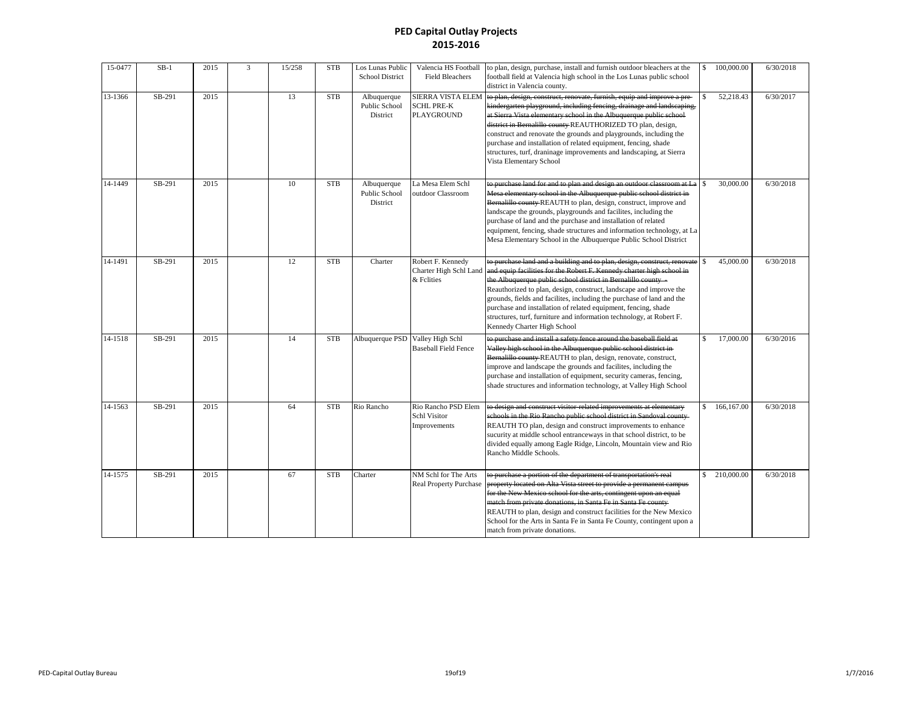# PED Capital Outlay Projects
## 2015-2016

| | | | | | | | | | | |
|---|---|---|---|---|---|---|---|---|---|---|
| 15-0477 | SB-1 | 2015 | 3 | 15/258 | STB | Los Lunas Public School District | Valencia HS Football Field Bleachers | to plan, design, purchase, install and furnish outdoor bleachers at the football field at Valencia high school in the Los Lunas public school district in Valencia county. | $ 100,000.00 | 6/30/2018 |
| 13-1366 | SB-291 | 2015 | | 13 | STB | Albuquerque Public School District | SIERRA VISTA ELEM SCHL PRE-K PLAYGROUND | ~~to plan, design, construct, renovate, furnish, equip and improve a pre-kindergarten playground, including fencing, drainage and landscaping, at Sierra Vista elementary school in the Albuquerque public school district in Bernalillo county~~ REAUTHORIZED TO plan, design, construct and renovate the grounds and playgrounds, including the purchase and installation of related equipment, fencing, shade structures, turf, draninage improvements and landscaping, at Sierra Vista Elementary School | $ 52,218.43 | 6/30/2017 |
| 14-1449 | SB-291 | 2015 | | 10 | STB | Albuquerque Public School District | La Mesa Elem Schl outdoor Classroom | ~~to purchase land for and to plan and design an outdoor classroom at La Mesa elementary school in the Albuquerque public school district in Bernalillo county~~ REAUTH to plan, design, construct, improve and landscape the grounds, playgrounds and facilites, including the purchase of land and the purchase and installation of related equipment, fencing, shade structures and information technology, at La Mesa Elementary School in the Albuquerque Public School District | $ 30,000.00 | 6/30/2018 |
| 14-1491 | SB-291 | 2015 | | 12 | STB | Charter | Robert F. Kennedy Charter High Schl Land & Fclities | ~~to purchase land and a building and to plan, design, construct, renovate and equip facilities for the Robert F. Kennedy charter high school in the Albuquerque public school district in Bernalillo county -~~ Reauthorized to plan, design, construct, landscape and improve the grounds, fields and facilites, including the purchase of land and the purchase and installation of related equipment, fencing, shade structures, turf, furniture and information technology, at Robert F. Kennedy Charter High School | $ 45,000.00 | 6/30/2018 |
| 14-1518 | SB-291 | 2015 | | 14 | STB | Albuquerque PSD | Valley High Schl Baseball Field Fence | ~~to purchase and install a safety fence around the baseball field at Valley high school in the Albuquerque public school district in Bernalillo county~~ REAUTH to plan, design, renovate, construct, improve and landscape the grounds and facilites, including the purchase and installation of equipment, security cameras, fencing, shade structures and information technology, at Valley High School | $ 17,000.00 | 6/30/2016 |
| 14-1563 | SB-291 | 2015 | | 64 | STB | Rio Rancho | Rio Rancho PSD Elem Schl Visitor Improvements | ~~to design and construct visitor-related improvements at elementary schools in the Rio Rancho public school district in Sandoval county~~ REAUTH TO plan, design and construct improvements to enhance sucurity at middle school entranceways in that school district, to be divided equally among Eagle Ridge, Lincoln, Mountain view and Rio Rancho Middle Schools. | $ 166,167.00 | 6/30/2018 |
| 14-1575 | SB-291 | 2015 | | 67 | STB | Charter | NM Schl for The Arts Real Property Purchase | ~~to purchase a portion of the department of transportation's real property located on Alta Vista street to provide a permanent campus for the New Mexico school for the arts, contingent upon an equal match from private donations, in Santa Fe in Santa Fe county~~ REAUTH to plan, design and construct facilities for the New Mexico School for the Arts in Santa Fe in Santa Fe County, contingent upon a match from private donations. | $ 210,000.00 | 6/30/2018 |